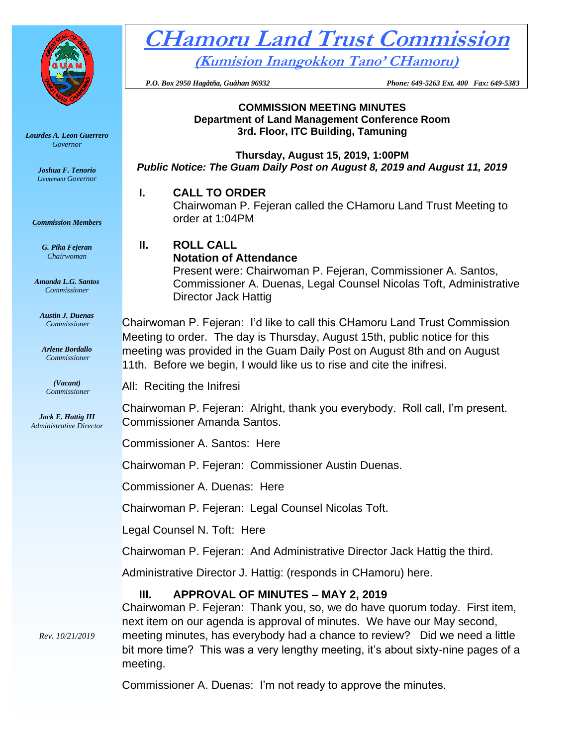# CHamoru Land Trust Commission

**(Kumision Inangokkon Tano' CHamoru)**

*P.O. Box 2950 Hagåtña, Guåhan 96932* *Phone: 649-5263 Ext. 400 Fax: 649-5383*

***Lourdes A. Leon Guerrero***
*Governor*

***Joshua F. Tenorio***
*Lieutenant Governor*

***Commission Members***

***G. Pika Fejeran***
*Chairwoman*

***Amanda L.G. Santos***
*Commissioner*

***Austin J. Duenas***
*Commissioner*

***Arlene Bordallo***
*Commissioner*

***(Vacant)***
*Commissioner*

***Jack E. Hattig III***
*Administrative Director*

*Rev. 10/21/2019*

**COMMISSION MEETING MINUTES**
**Department of Land Management Conference Room**
**3rd. Floor, ITC Building, Tamuning**

**Thursday, August 15, 2019, 1:00PM**
***Public Notice: The Guam Daily Post on August 8, 2019 and August 11, 2019***

## I. CALL TO ORDER

Chairwoman P. Fejeran called the CHamoru Land Trust Meeting to order at 1:04PM

## II. ROLL CALL

**Notation of Attendance**

Present were: Chairwoman P. Fejeran, Commissioner A. Santos, Commissioner A. Duenas, Legal Counsel Nicolas Toft, Administrative Director Jack Hattig

Chairwoman P. Fejeran: I'd like to call this CHamoru Land Trust Commission Meeting to order. The day is Thursday, August 15th, public notice for this meeting was provided in the Guam Daily Post on August 8th and on August 11th. Before we begin, I would like us to rise and cite the inifresi.

All: Reciting the Inifresi

Chairwoman P. Fejeran: Alright, thank you everybody. Roll call, I'm present. Commissioner Amanda Santos.

Commissioner A. Santos: Here

Chairwoman P. Fejeran: Commissioner Austin Duenas.

Commissioner A. Duenas: Here

Chairwoman P. Fejeran: Legal Counsel Nicolas Toft.

Legal Counsel N. Toft: Here

Chairwoman P. Fejeran: And Administrative Director Jack Hattig the third.

Administrative Director J. Hattig: (responds in CHamoru) here.

## III. APPROVAL OF MINUTES – MAY 2, 2019

Chairwoman P. Fejeran: Thank you, so, we do have quorum today. First item, next item on our agenda is approval of minutes. We have our May second, meeting minutes, has everybody had a chance to review? Did we need a little bit more time? This was a very lengthy meeting, it's about sixty-nine pages of a meeting.

Commissioner A. Duenas: I'm not ready to approve the minutes.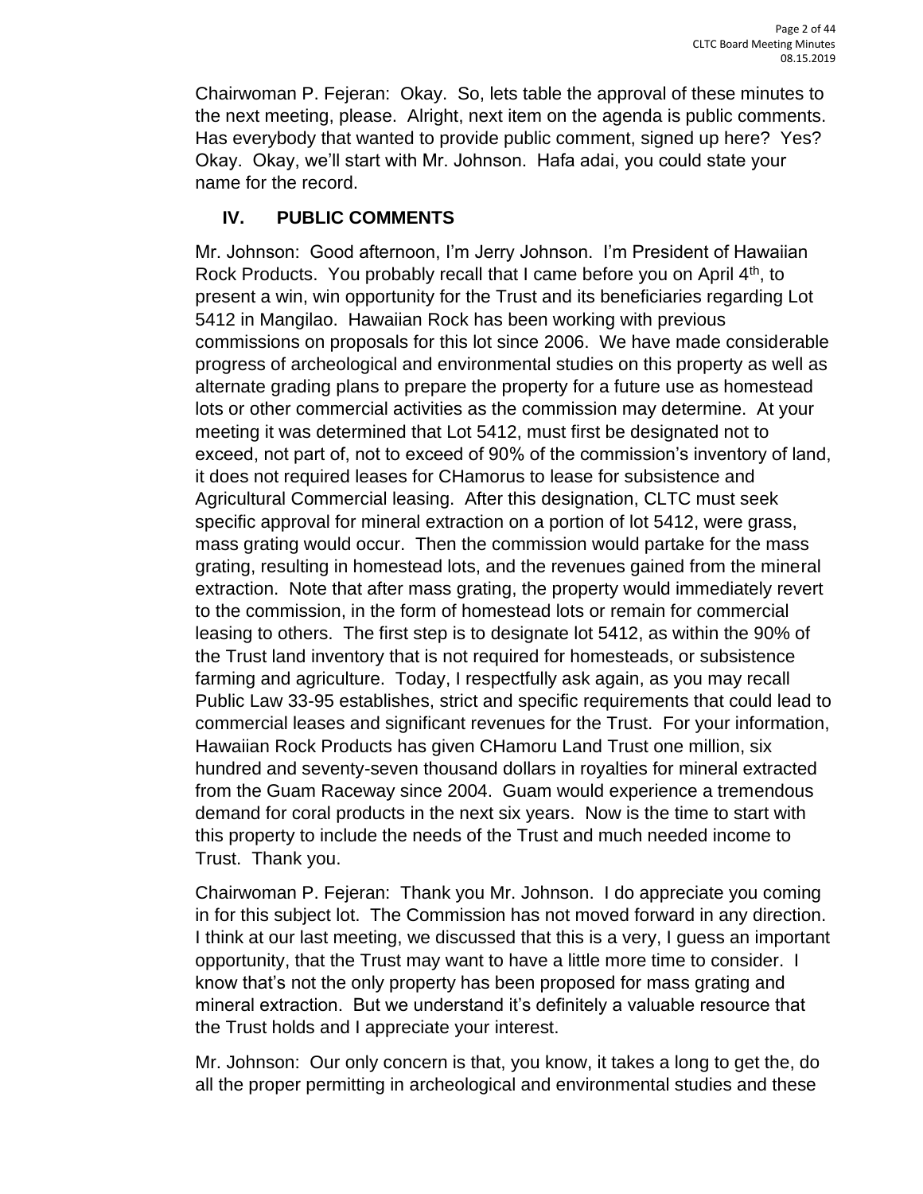Chairwoman P. Fejeran: Okay. So, lets table the approval of these minutes to the next meeting, please. Alright, next item on the agenda is public comments. Has everybody that wanted to provide public comment, signed up here? Yes? Okay. Okay, we'll start with Mr. Johnson. Hafa adai, you could state your name for the record.

## IV. PUBLIC COMMENTS

Mr. Johnson: Good afternoon, I'm Jerry Johnson. I'm President of Hawaiian Rock Products. You probably recall that I came before you on April 4th, to present a win, win opportunity for the Trust and its beneficiaries regarding Lot 5412 in Mangilao. Hawaiian Rock has been working with previous commissions on proposals for this lot since 2006. We have made considerable progress of archeological and environmental studies on this property as well as alternate grading plans to prepare the property for a future use as homestead lots or other commercial activities as the commission may determine. At your meeting it was determined that Lot 5412, must first be designated not to exceed, not part of, not to exceed of 90% of the commission's inventory of land, it does not required leases for CHamorus to lease for subsistence and Agricultural Commercial leasing. After this designation, CLTC must seek specific approval for mineral extraction on a portion of lot 5412, were grass, mass grating would occur. Then the commission would partake for the mass grating, resulting in homestead lots, and the revenues gained from the mineral extraction. Note that after mass grating, the property would immediately revert to the commission, in the form of homestead lots or remain for commercial leasing to others. The first step is to designate lot 5412, as within the 90% of the Trust land inventory that is not required for homesteads, or subsistence farming and agriculture. Today, I respectfully ask again, as you may recall Public Law 33-95 establishes, strict and specific requirements that could lead to commercial leases and significant revenues for the Trust. For your information, Hawaiian Rock Products has given CHamoru Land Trust one million, six hundred and seventy-seven thousand dollars in royalties for mineral extracted from the Guam Raceway since 2004. Guam would experience a tremendous demand for coral products in the next six years. Now is the time to start with this property to include the needs of the Trust and much needed income to Trust. Thank you.

Chairwoman P. Fejeran: Thank you Mr. Johnson. I do appreciate you coming in for this subject lot. The Commission has not moved forward in any direction. I think at our last meeting, we discussed that this is a very, I guess an important opportunity, that the Trust may want to have a little more time to consider. I know that's not the only property has been proposed for mass grating and mineral extraction. But we understand it's definitely a valuable resource that the Trust holds and I appreciate your interest.

Mr. Johnson: Our only concern is that, you know, it takes a long to get the, do all the proper permitting in archeological and environmental studies and these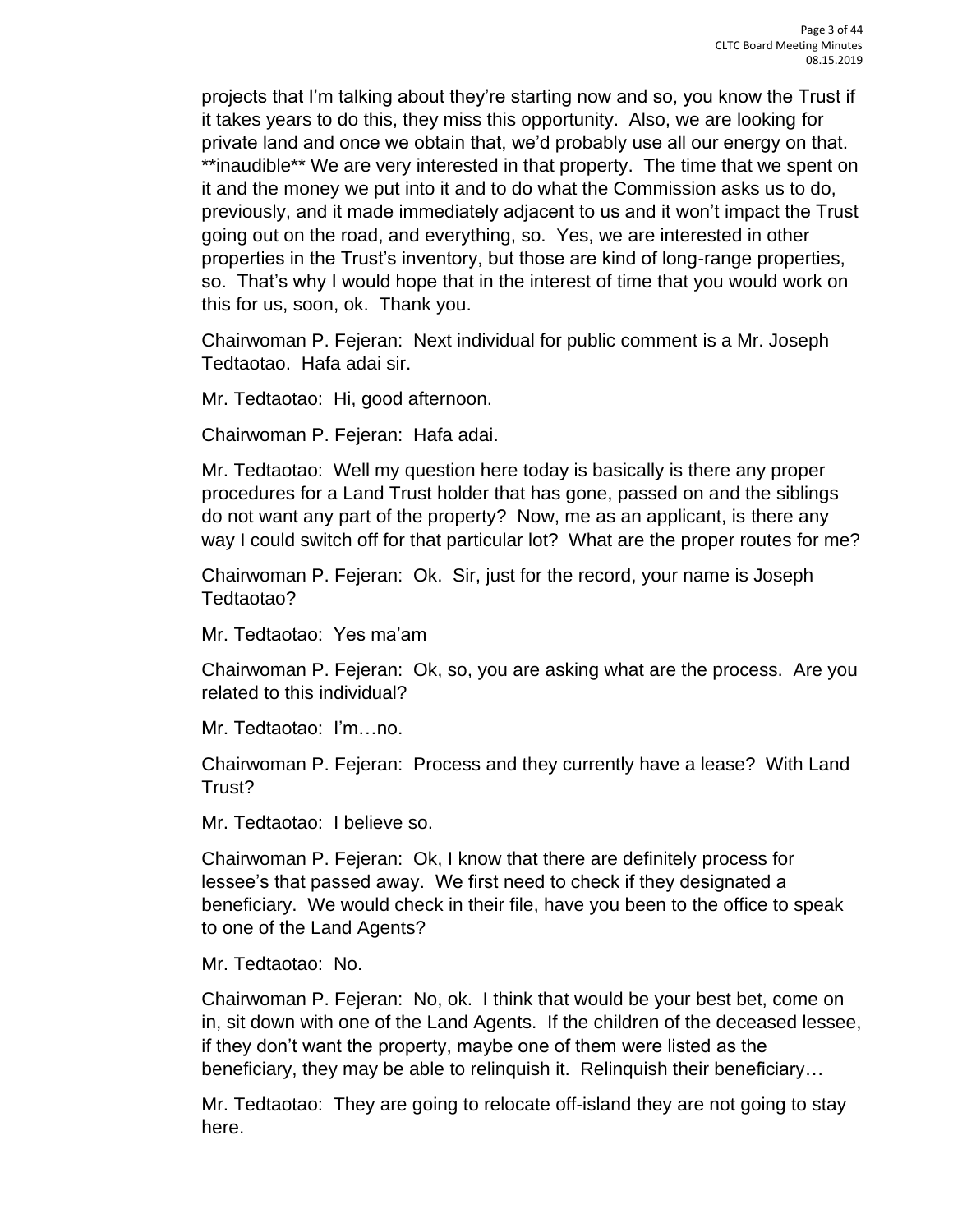projects that I'm talking about they're starting now and so, you know the Trust if it takes years to do this, they miss this opportunity. Also, we are looking for private land and once we obtain that, we'd probably use all our energy on that. **inaudible** We are very interested in that property. The time that we spent on it and the money we put into it and to do what the Commission asks us to do, previously, and it made immediately adjacent to us and it won't impact the Trust going out on the road, and everything, so. Yes, we are interested in other properties in the Trust's inventory, but those are kind of long-range properties, so. That's why I would hope that in the interest of time that you would work on this for us, soon, ok. Thank you.

Chairwoman P. Fejeran: Next individual for public comment is a Mr. Joseph Tedtaotao. Hafa adai sir.

Mr. Tedtaotao: Hi, good afternoon.

Chairwoman P. Fejeran: Hafa adai.

Mr. Tedtaotao: Well my question here today is basically is there any proper procedures for a Land Trust holder that has gone, passed on and the siblings do not want any part of the property? Now, me as an applicant, is there any way I could switch off for that particular lot? What are the proper routes for me?

Chairwoman P. Fejeran: Ok. Sir, just for the record, your name is Joseph Tedtaotao?

Mr. Tedtaotao: Yes ma'am

Chairwoman P. Fejeran: Ok, so, you are asking what are the process. Are you related to this individual?

Mr. Tedtaotao: I'm…no.

Chairwoman P. Fejeran: Process and they currently have a lease? With Land Trust?

Mr. Tedtaotao: I believe so.

Chairwoman P. Fejeran: Ok, I know that there are definitely process for lessee's that passed away. We first need to check if they designated a beneficiary. We would check in their file, have you been to the office to speak to one of the Land Agents?

Mr. Tedtaotao: No.

Chairwoman P. Fejeran: No, ok. I think that would be your best bet, come on in, sit down with one of the Land Agents. If the children of the deceased lessee, if they don't want the property, maybe one of them were listed as the beneficiary, they may be able to relinquish it. Relinquish their beneficiary…

Mr. Tedtaotao: They are going to relocate off-island they are not going to stay here.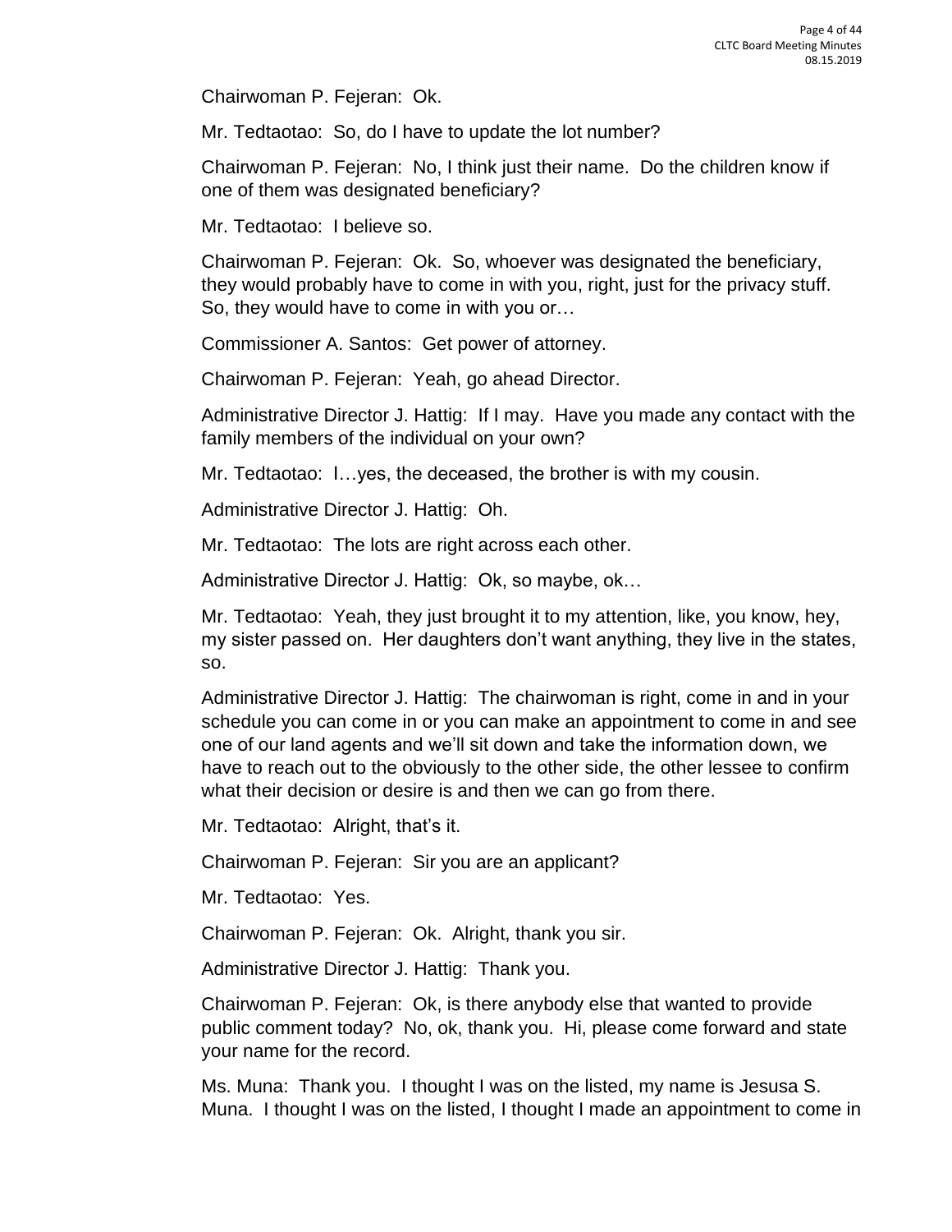Chairwoman P. Fejeran: Ok.

Mr. Tedtaotao: So, do I have to update the lot number?

Chairwoman P. Fejeran: No, I think just their name. Do the children know if one of them was designated beneficiary?

Mr. Tedtaotao: I believe so.

Chairwoman P. Fejeran: Ok. So, whoever was designated the beneficiary, they would probably have to come in with you, right, just for the privacy stuff. So, they would have to come in with you or…

Commissioner A. Santos: Get power of attorney.

Chairwoman P. Fejeran: Yeah, go ahead Director.

Administrative Director J. Hattig: If I may. Have you made any contact with the family members of the individual on your own?

Mr. Tedtaotao: I…yes, the deceased, the brother is with my cousin.

Administrative Director J. Hattig: Oh.

Mr. Tedtaotao: The lots are right across each other.

Administrative Director J. Hattig: Ok, so maybe, ok…

Mr. Tedtaotao: Yeah, they just brought it to my attention, like, you know, hey, my sister passed on. Her daughters don't want anything, they live in the states, so.

Administrative Director J. Hattig: The chairwoman is right, come in and in your schedule you can come in or you can make an appointment to come in and see one of our land agents and we'll sit down and take the information down, we have to reach out to the obviously to the other side, the other lessee to confirm what their decision or desire is and then we can go from there.

Mr. Tedtaotao: Alright, that's it.

Chairwoman P. Fejeran: Sir you are an applicant?

Mr. Tedtaotao: Yes.

Chairwoman P. Fejeran: Ok. Alright, thank you sir.

Administrative Director J. Hattig: Thank you.

Chairwoman P. Fejeran: Ok, is there anybody else that wanted to provide public comment today? No, ok, thank you. Hi, please come forward and state your name for the record.

Ms. Muna: Thank you. I thought I was on the listed, my name is Jesusa S. Muna. I thought I was on the listed, I thought I made an appointment to come in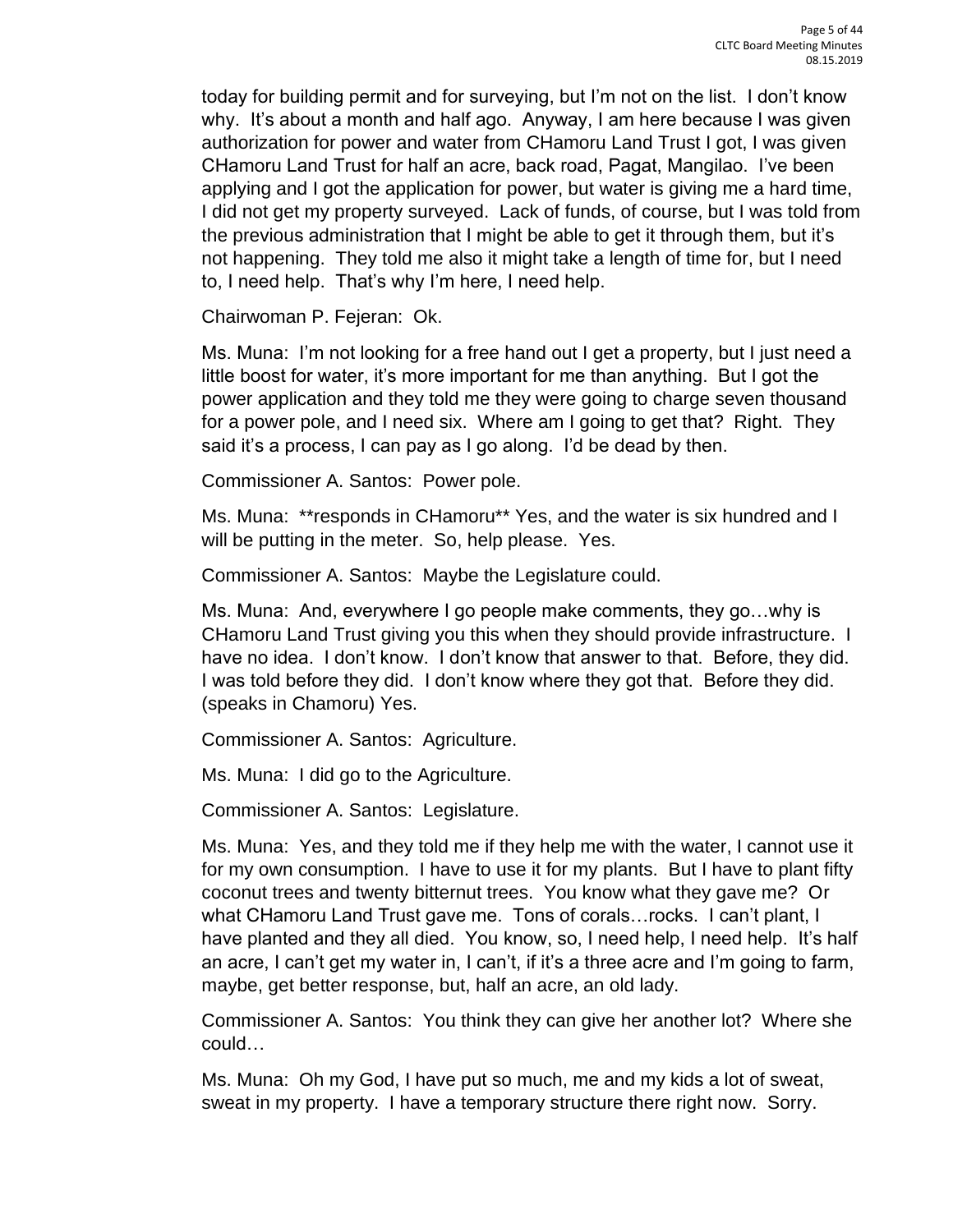today for building permit and for surveying, but I'm not on the list. I don't know why. It's about a month and half ago. Anyway, I am here because I was given authorization for power and water from CHamoru Land Trust I got, I was given CHamoru Land Trust for half an acre, back road, Pagat, Mangilao. I've been applying and I got the application for power, but water is giving me a hard time, I did not get my property surveyed. Lack of funds, of course, but I was told from the previous administration that I might be able to get it through them, but it's not happening. They told me also it might take a length of time for, but I need to, I need help. That's why I'm here, I need help.

Chairwoman P. Fejeran: Ok.

Ms. Muna: I'm not looking for a free hand out I get a property, but I just need a little boost for water, it's more important for me than anything. But I got the power application and they told me they were going to charge seven thousand for a power pole, and I need six. Where am I going to get that? Right. They said it's a process, I can pay as I go along. I'd be dead by then.

Commissioner A. Santos: Power pole.

Ms. Muna: **responds in CHamoru** Yes, and the water is six hundred and I will be putting in the meter. So, help please. Yes.

Commissioner A. Santos: Maybe the Legislature could.

Ms. Muna: And, everywhere I go people make comments, they go…why is CHamoru Land Trust giving you this when they should provide infrastructure. I have no idea. I don't know. I don't know that answer to that. Before, they did. I was told before they did. I don't know where they got that. Before they did. (speaks in Chamoru) Yes.

Commissioner A. Santos: Agriculture.

Ms. Muna: I did go to the Agriculture.

Commissioner A. Santos: Legislature.

Ms. Muna: Yes, and they told me if they help me with the water, I cannot use it for my own consumption. I have to use it for my plants. But I have to plant fifty coconut trees and twenty bitternut trees. You know what they gave me? Or what CHamoru Land Trust gave me. Tons of corals…rocks. I can't plant, I have planted and they all died. You know, so, I need help, I need help. It's half an acre, I can't get my water in, I can't, if it's a three acre and I'm going to farm, maybe, get better response, but, half an acre, an old lady.

Commissioner A. Santos: You think they can give her another lot? Where she could…

Ms. Muna: Oh my God, I have put so much, me and my kids a lot of sweat, sweat in my property. I have a temporary structure there right now. Sorry.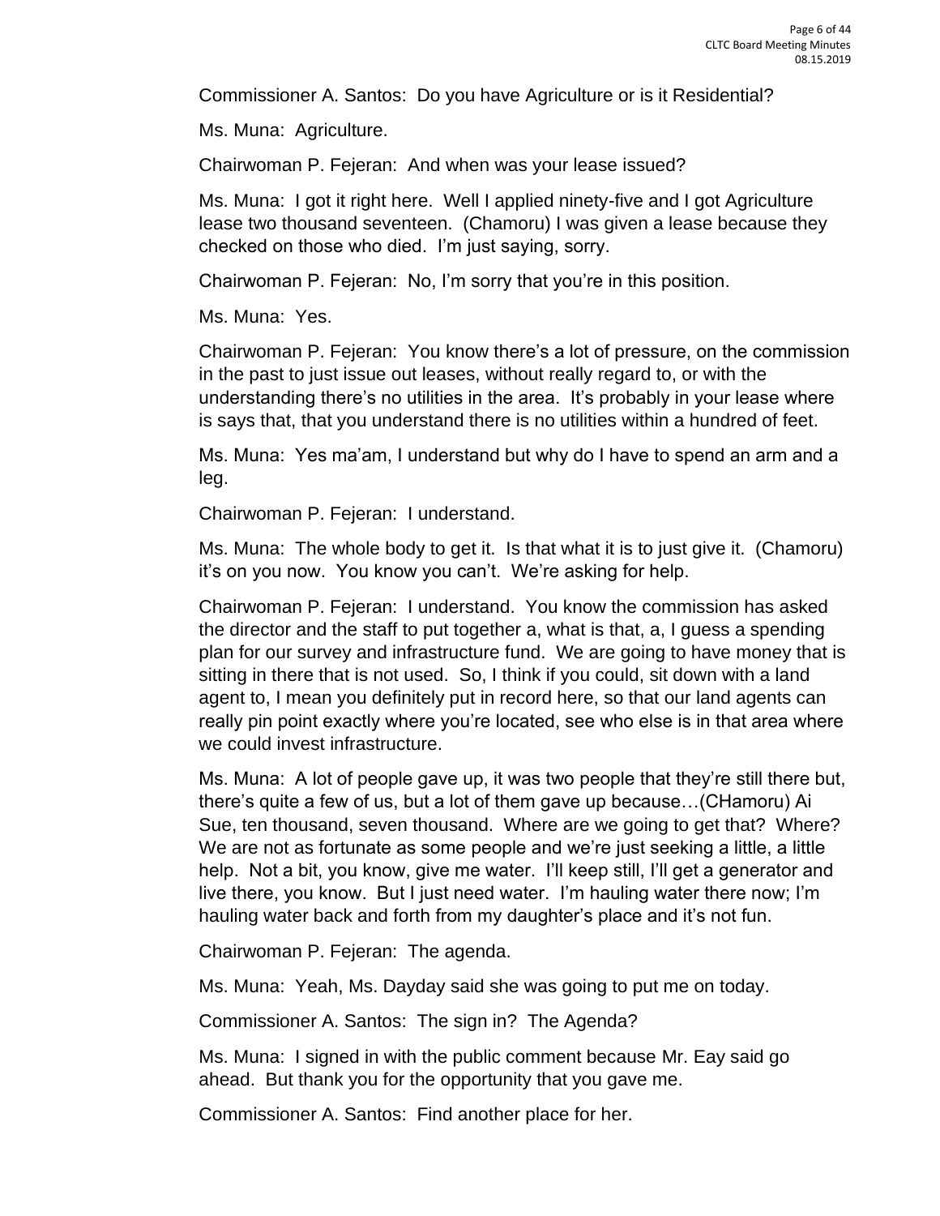Commissioner A. Santos: Do you have Agriculture or is it Residential?

Ms. Muna: Agriculture.

Chairwoman P. Fejeran: And when was your lease issued?

Ms. Muna: I got it right here. Well I applied ninety-five and I got Agriculture lease two thousand seventeen. (Chamoru) I was given a lease because they checked on those who died. I'm just saying, sorry.

Chairwoman P. Fejeran: No, I'm sorry that you're in this position.

Ms. Muna: Yes.

Chairwoman P. Fejeran: You know there's a lot of pressure, on the commission in the past to just issue out leases, without really regard to, or with the understanding there's no utilities in the area. It's probably in your lease where is says that, that you understand there is no utilities within a hundred of feet.

Ms. Muna: Yes ma'am, I understand but why do I have to spend an arm and a leg.

Chairwoman P. Fejeran: I understand.

Ms. Muna: The whole body to get it. Is that what it is to just give it. (Chamoru) it's on you now. You know you can't. We're asking for help.

Chairwoman P. Fejeran: I understand. You know the commission has asked the director and the staff to put together a, what is that, a, I guess a spending plan for our survey and infrastructure fund. We are going to have money that is sitting in there that is not used. So, I think if you could, sit down with a land agent to, I mean you definitely put in record here, so that our land agents can really pin point exactly where you're located, see who else is in that area where we could invest infrastructure.

Ms. Muna: A lot of people gave up, it was two people that they're still there but, there's quite a few of us, but a lot of them gave up because…(CHamoru) Ai Sue, ten thousand, seven thousand. Where are we going to get that? Where? We are not as fortunate as some people and we're just seeking a little, a little help. Not a bit, you know, give me water. I'll keep still, I'll get a generator and live there, you know. But I just need water. I'm hauling water there now; I'm hauling water back and forth from my daughter's place and it's not fun.

Chairwoman P. Fejeran: The agenda.

Ms. Muna: Yeah, Ms. Dayday said she was going to put me on today.

Commissioner A. Santos: The sign in? The Agenda?

Ms. Muna: I signed in with the public comment because Mr. Eay said go ahead. But thank you for the opportunity that you gave me.

Commissioner A. Santos: Find another place for her.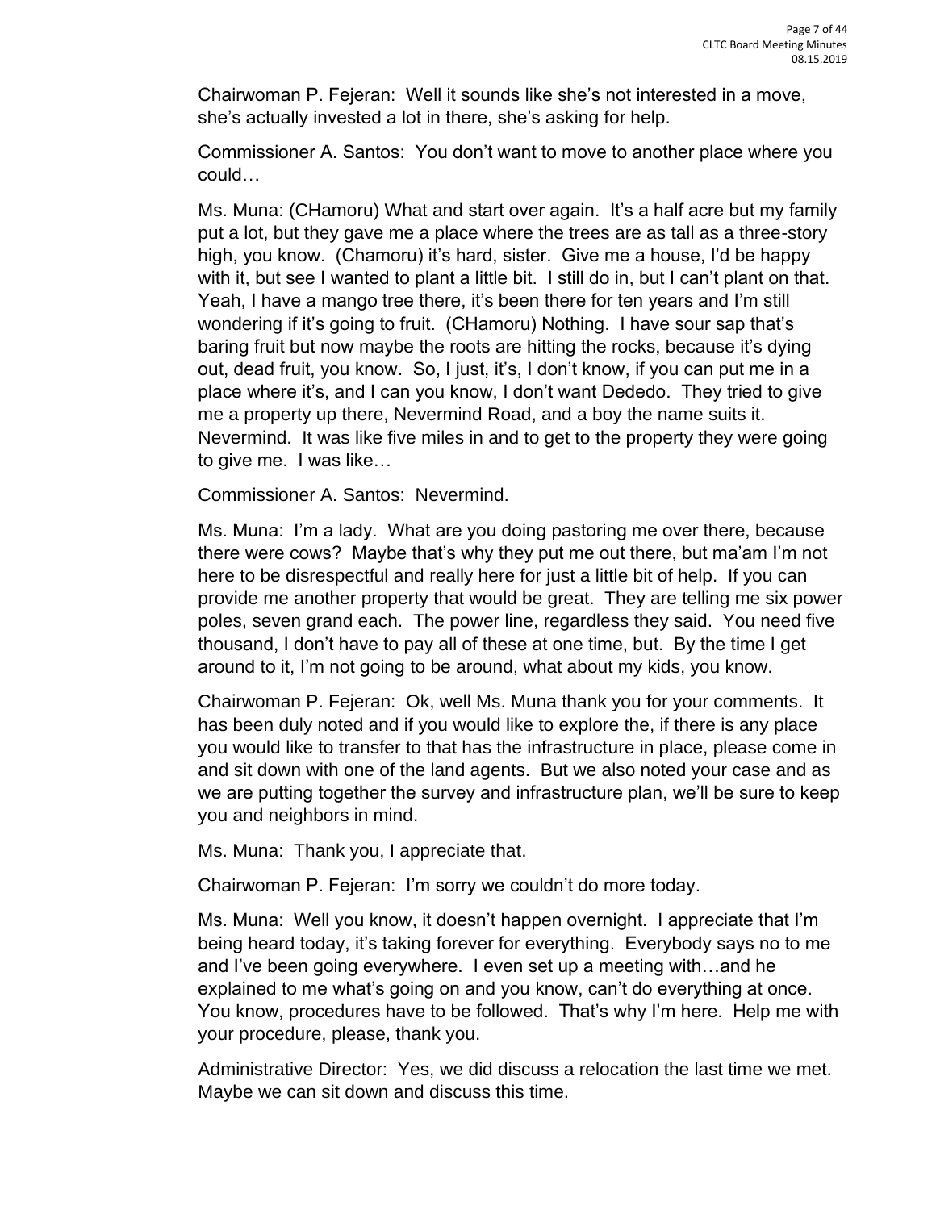Chairwoman P. Fejeran: Well it sounds like she's not interested in a move, she's actually invested a lot in there, she's asking for help.

Commissioner A. Santos: You don't want to move to another place where you could…

Ms. Muna: (CHamoru) What and start over again. It's a half acre but my family put a lot, but they gave me a place where the trees are as tall as a three-story high, you know. (Chamoru) it's hard, sister. Give me a house, I'd be happy with it, but see I wanted to plant a little bit. I still do in, but I can't plant on that. Yeah, I have a mango tree there, it's been there for ten years and I'm still wondering if it's going to fruit. (CHamoru) Nothing. I have sour sap that's baring fruit but now maybe the roots are hitting the rocks, because it's dying out, dead fruit, you know. So, I just, it's, I don't know, if you can put me in a place where it's, and I can you know, I don't want Dededo. They tried to give me a property up there, Nevermind Road, and a boy the name suits it. Nevermind. It was like five miles in and to get to the property they were going to give me. I was like…

Commissioner A. Santos: Nevermind.

Ms. Muna: I'm a lady. What are you doing pastoring me over there, because there were cows? Maybe that's why they put me out there, but ma'am I'm not here to be disrespectful and really here for just a little bit of help. If you can provide me another property that would be great. They are telling me six power poles, seven grand each. The power line, regardless they said. You need five thousand, I don't have to pay all of these at one time, but. By the time I get around to it, I'm not going to be around, what about my kids, you know.

Chairwoman P. Fejeran: Ok, well Ms. Muna thank you for your comments. It has been duly noted and if you would like to explore the, if there is any place you would like to transfer to that has the infrastructure in place, please come in and sit down with one of the land agents. But we also noted your case and as we are putting together the survey and infrastructure plan, we'll be sure to keep you and neighbors in mind.

Ms. Muna: Thank you, I appreciate that.

Chairwoman P. Fejeran: I'm sorry we couldn't do more today.

Ms. Muna: Well you know, it doesn't happen overnight. I appreciate that I'm being heard today, it's taking forever for everything. Everybody says no to me and I've been going everywhere. I even set up a meeting with…and he explained to me what's going on and you know, can't do everything at once. You know, procedures have to be followed. That's why I'm here. Help me with your procedure, please, thank you.

Administrative Director: Yes, we did discuss a relocation the last time we met. Maybe we can sit down and discuss this time.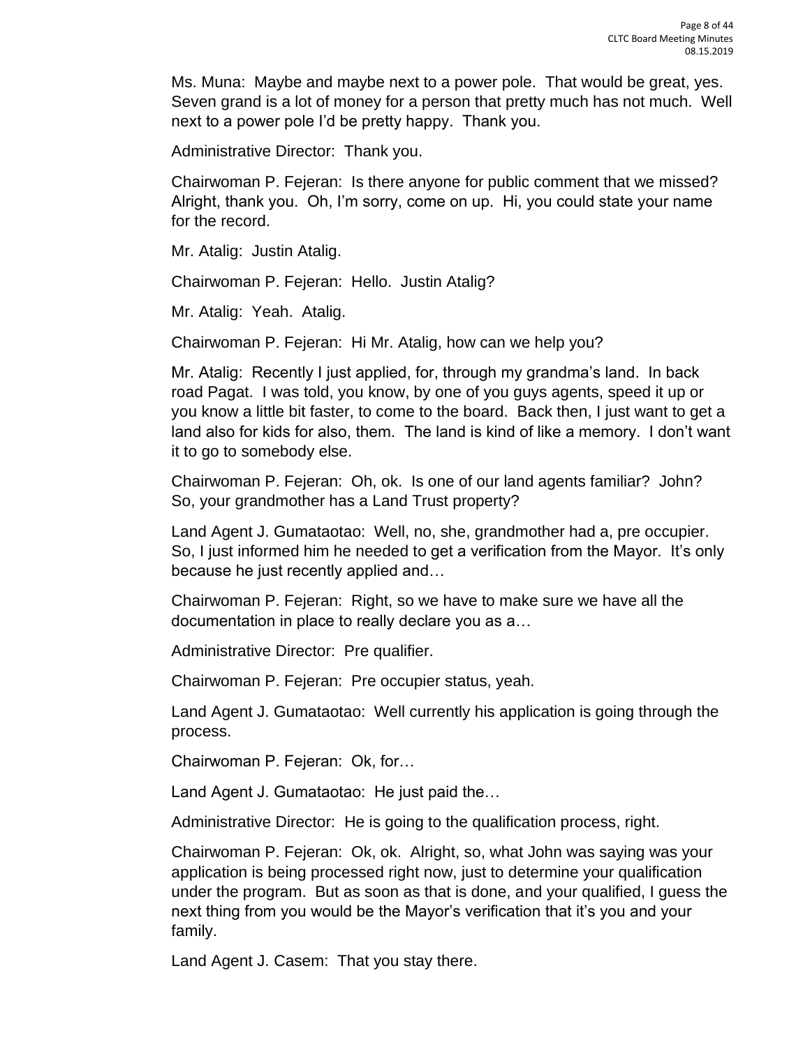Ms. Muna: Maybe and maybe next to a power pole. That would be great, yes. Seven grand is a lot of money for a person that pretty much has not much. Well next to a power pole I'd be pretty happy. Thank you.

Administrative Director: Thank you.

Chairwoman P. Fejeran: Is there anyone for public comment that we missed? Alright, thank you. Oh, I'm sorry, come on up. Hi, you could state your name for the record.

Mr. Atalig: Justin Atalig.

Chairwoman P. Fejeran: Hello. Justin Atalig?

Mr. Atalig: Yeah. Atalig.

Chairwoman P. Fejeran: Hi Mr. Atalig, how can we help you?

Mr. Atalig: Recently I just applied, for, through my grandma's land. In back road Pagat. I was told, you know, by one of you guys agents, speed it up or you know a little bit faster, to come to the board. Back then, I just want to get a land also for kids for also, them. The land is kind of like a memory. I don't want it to go to somebody else.

Chairwoman P. Fejeran: Oh, ok. Is one of our land agents familiar? John? So, your grandmother has a Land Trust property?

Land Agent J. Gumataotao: Well, no, she, grandmother had a, pre occupier. So, I just informed him he needed to get a verification from the Mayor. It's only because he just recently applied and…

Chairwoman P. Fejeran: Right, so we have to make sure we have all the documentation in place to really declare you as a…

Administrative Director: Pre qualifier.

Chairwoman P. Fejeran: Pre occupier status, yeah.

Land Agent J. Gumataotao: Well currently his application is going through the process.

Chairwoman P. Fejeran: Ok, for…

Land Agent J. Gumataotao: He just paid the…

Administrative Director: He is going to the qualification process, right.

Chairwoman P. Fejeran: Ok, ok. Alright, so, what John was saying was your application is being processed right now, just to determine your qualification under the program. But as soon as that is done, and your qualified, I guess the next thing from you would be the Mayor's verification that it's you and your family.

Land Agent J. Casem: That you stay there.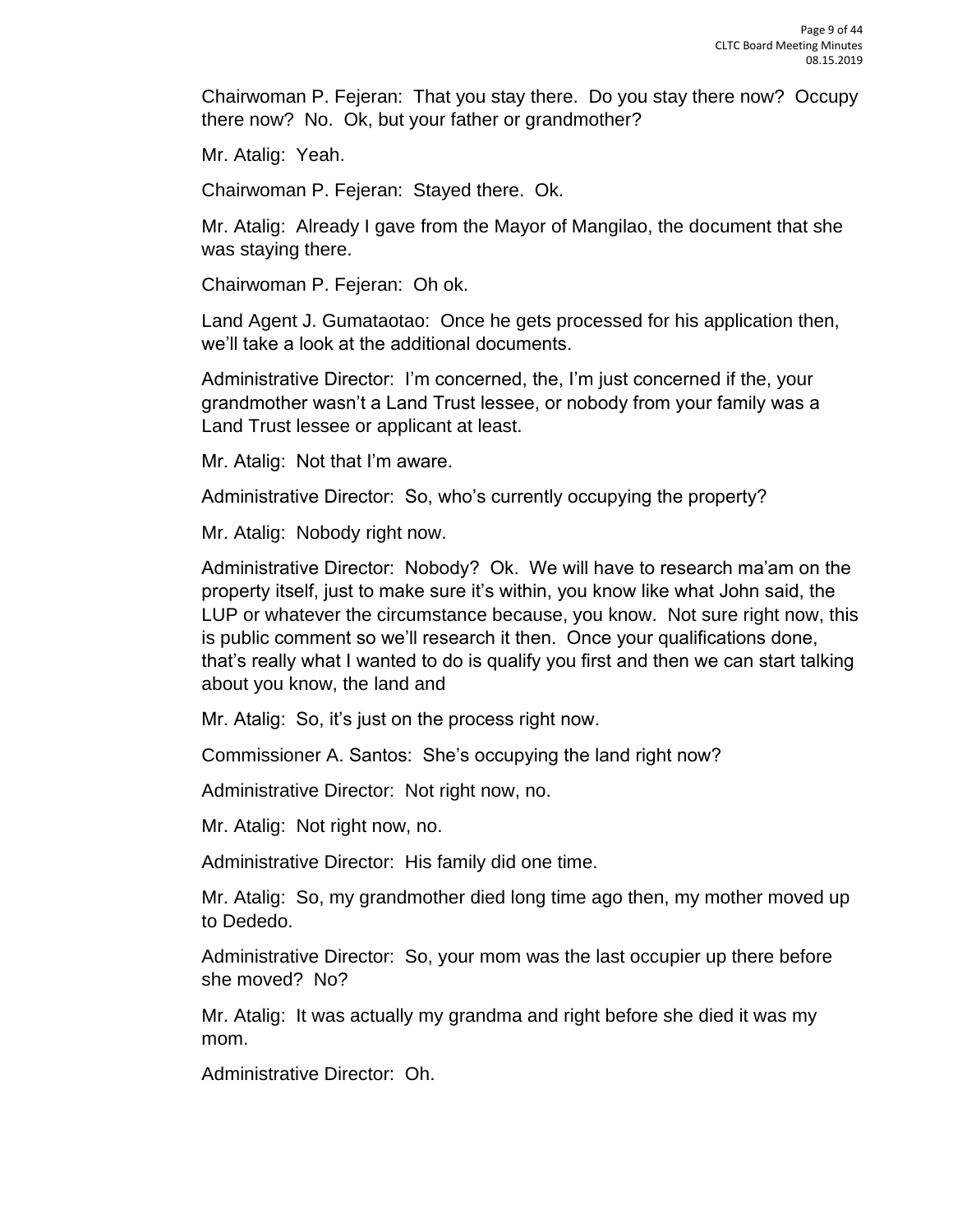Chairwoman P. Fejeran: That you stay there. Do you stay there now? Occupy there now? No. Ok, but your father or grandmother?

Mr. Atalig: Yeah.

Chairwoman P. Fejeran: Stayed there. Ok.

Mr. Atalig: Already I gave from the Mayor of Mangilao, the document that she was staying there.

Chairwoman P. Fejeran: Oh ok.

Land Agent J. Gumataotao: Once he gets processed for his application then, we'll take a look at the additional documents.

Administrative Director: I'm concerned, the, I'm just concerned if the, your grandmother wasn't a Land Trust lessee, or nobody from your family was a Land Trust lessee or applicant at least.

Mr. Atalig: Not that I'm aware.

Administrative Director: So, who's currently occupying the property?

Mr. Atalig: Nobody right now.

Administrative Director: Nobody? Ok. We will have to research ma'am on the property itself, just to make sure it's within, you know like what John said, the LUP or whatever the circumstance because, you know. Not sure right now, this is public comment so we'll research it then. Once your qualifications done, that's really what I wanted to do is qualify you first and then we can start talking about you know, the land and

Mr. Atalig: So, it's just on the process right now.

Commissioner A. Santos: She's occupying the land right now?

Administrative Director: Not right now, no.

Mr. Atalig: Not right now, no.

Administrative Director: His family did one time.

Mr. Atalig: So, my grandmother died long time ago then, my mother moved up to Dededo.

Administrative Director: So, your mom was the last occupier up there before she moved? No?

Mr. Atalig: It was actually my grandma and right before she died it was my mom.

Administrative Director: Oh.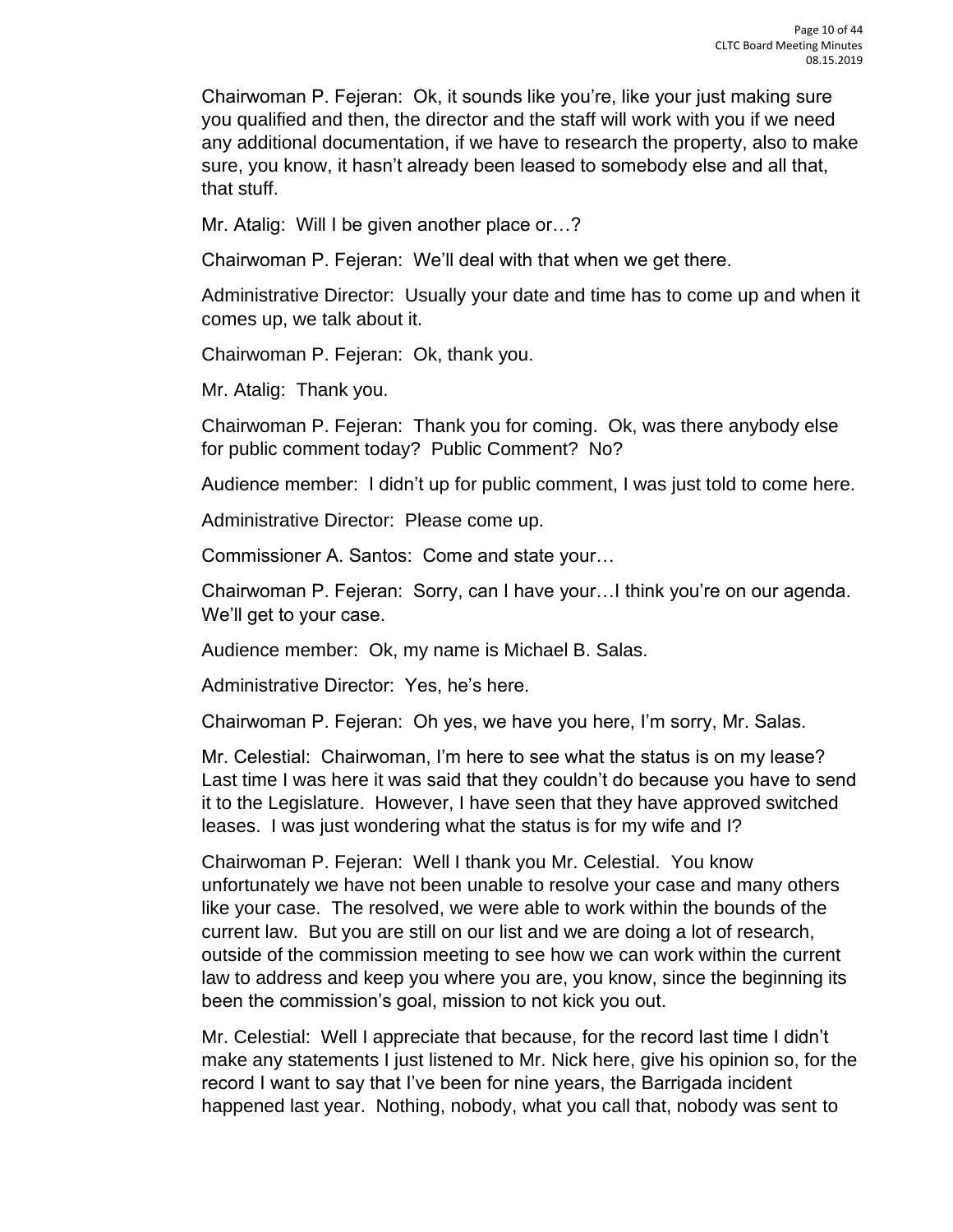Chairwoman P. Fejeran: Ok, it sounds like you're, like your just making sure you qualified and then, the director and the staff will work with you if we need any additional documentation, if we have to research the property, also to make sure, you know, it hasn't already been leased to somebody else and all that, that stuff.

Mr. Atalig: Will I be given another place or…?

Chairwoman P. Fejeran: We'll deal with that when we get there.

Administrative Director: Usually your date and time has to come up and when it comes up, we talk about it.

Chairwoman P. Fejeran: Ok, thank you.

Mr. Atalig: Thank you.

Chairwoman P. Fejeran: Thank you for coming. Ok, was there anybody else for public comment today? Public Comment? No?

Audience member: I didn't up for public comment, I was just told to come here.

Administrative Director: Please come up.

Commissioner A. Santos: Come and state your…

Chairwoman P. Fejeran: Sorry, can I have your…I think you're on our agenda. We'll get to your case.

Audience member: Ok, my name is Michael B. Salas.

Administrative Director: Yes, he's here.

Chairwoman P. Fejeran: Oh yes, we have you here, I'm sorry, Mr. Salas.

Mr. Celestial: Chairwoman, I'm here to see what the status is on my lease? Last time I was here it was said that they couldn't do because you have to send it to the Legislature. However, I have seen that they have approved switched leases. I was just wondering what the status is for my wife and I?

Chairwoman P. Fejeran: Well I thank you Mr. Celestial. You know unfortunately we have not been unable to resolve your case and many others like your case. The resolved, we were able to work within the bounds of the current law. But you are still on our list and we are doing a lot of research, outside of the commission meeting to see how we can work within the current law to address and keep you where you are, you know, since the beginning its been the commission's goal, mission to not kick you out.

Mr. Celestial: Well I appreciate that because, for the record last time I didn't make any statements I just listened to Mr. Nick here, give his opinion so, for the record I want to say that I've been for nine years, the Barrigada incident happened last year. Nothing, nobody, what you call that, nobody was sent to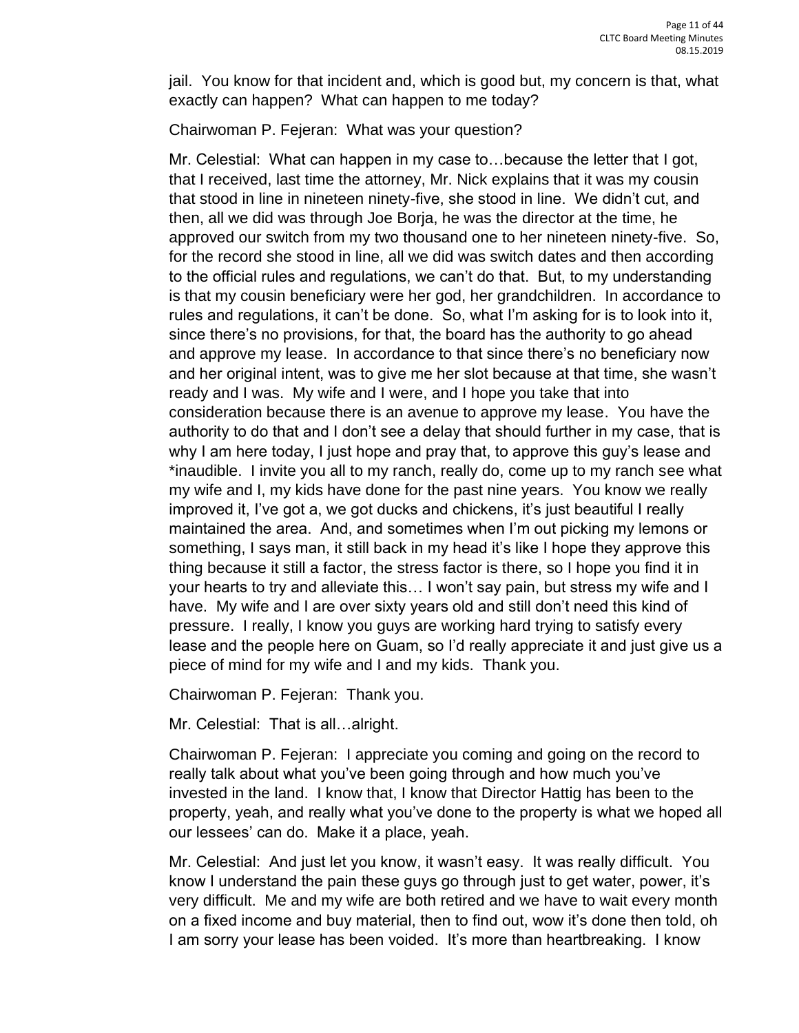jail. You know for that incident and, which is good but, my concern is that, what exactly can happen? What can happen to me today?

Chairwoman P. Fejeran: What was your question?

Mr. Celestial: What can happen in my case to…because the letter that I got, that I received, last time the attorney, Mr. Nick explains that it was my cousin that stood in line in nineteen ninety-five, she stood in line. We didn't cut, and then, all we did was through Joe Borja, he was the director at the time, he approved our switch from my two thousand one to her nineteen ninety-five. So, for the record she stood in line, all we did was switch dates and then according to the official rules and regulations, we can't do that. But, to my understanding is that my cousin beneficiary were her god, her grandchildren. In accordance to rules and regulations, it can't be done. So, what I'm asking for is to look into it, since there's no provisions, for that, the board has the authority to go ahead and approve my lease. In accordance to that since there's no beneficiary now and her original intent, was to give me her slot because at that time, she wasn't ready and I was. My wife and I were, and I hope you take that into consideration because there is an avenue to approve my lease. You have the authority to do that and I don't see a delay that should further in my case, that is why I am here today, I just hope and pray that, to approve this guy's lease and *inaudible. I invite you all to my ranch, really do, come up to my ranch see what my wife and I, my kids have done for the past nine years. You know we really improved it, I've got a, we got ducks and chickens, it's just beautiful I really maintained the area. And, and sometimes when I'm out picking my lemons or something, I says man, it still back in my head it's like I hope they approve this thing because it still a factor, the stress factor is there, so I hope you find it in your hearts to try and alleviate this… I won't say pain, but stress my wife and I have. My wife and I are over sixty years old and still don't need this kind of pressure. I really, I know you guys are working hard trying to satisfy every lease and the people here on Guam, so I'd really appreciate it and just give us a piece of mind for my wife and I and my kids. Thank you.

Chairwoman P. Fejeran: Thank you.

Mr. Celestial: That is all…alright.

Chairwoman P. Fejeran: I appreciate you coming and going on the record to really talk about what you've been going through and how much you've invested in the land. I know that, I know that Director Hattig has been to the property, yeah, and really what you've done to the property is what we hoped all our lessees' can do. Make it a place, yeah.

Mr. Celestial: And just let you know, it wasn't easy. It was really difficult. You know I understand the pain these guys go through just to get water, power, it's very difficult. Me and my wife are both retired and we have to wait every month on a fixed income and buy material, then to find out, wow it's done then told, oh I am sorry your lease has been voided. It's more than heartbreaking. I know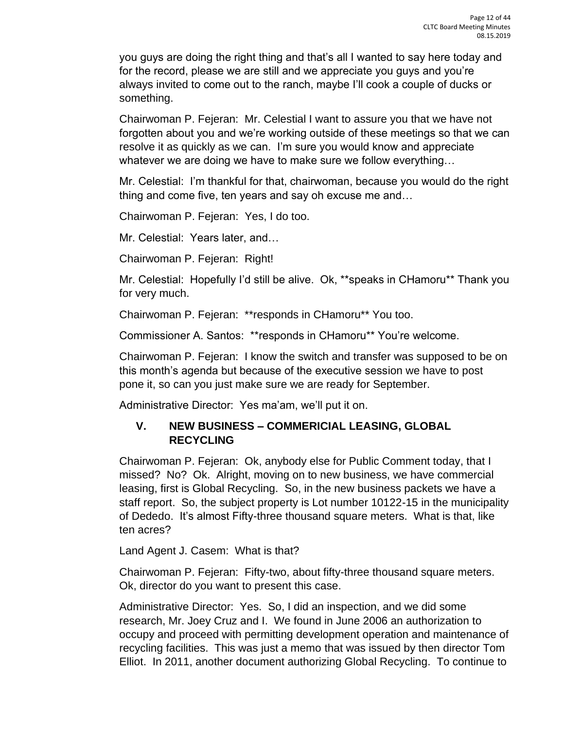you guys are doing the right thing and that's all I wanted to say here today and for the record, please we are still and we appreciate you guys and you're always invited to come out to the ranch, maybe I'll cook a couple of ducks or something.

Chairwoman P. Fejeran: Mr. Celestial I want to assure you that we have not forgotten about you and we're working outside of these meetings so that we can resolve it as quickly as we can. I'm sure you would know and appreciate whatever we are doing we have to make sure we follow everything…

Mr. Celestial: I'm thankful for that, chairwoman, because you would do the right thing and come five, ten years and say oh excuse me and…

Chairwoman P. Fejeran: Yes, I do too.

Mr. Celestial: Years later, and…

Chairwoman P. Fejeran: Right!

Mr. Celestial: Hopefully I'd still be alive. Ok, **speaks in CHamoru** Thank you for very much.

Chairwoman P. Fejeran: **responds in CHamoru** You too.

Commissioner A. Santos: **responds in CHamoru** You're welcome.

Chairwoman P. Fejeran: I know the switch and transfer was supposed to be on this month's agenda but because of the executive session we have to post pone it, so can you just make sure we are ready for September.

Administrative Director: Yes ma'am, we'll put it on.

## V. NEW BUSINESS – COMMERICIAL LEASING, GLOBAL RECYCLING

Chairwoman P. Fejeran: Ok, anybody else for Public Comment today, that I missed? No? Ok. Alright, moving on to new business, we have commercial leasing, first is Global Recycling. So, in the new business packets we have a staff report. So, the subject property is Lot number 10122-15 in the municipality of Dededo. It's almost Fifty-three thousand square meters. What is that, like ten acres?

Land Agent J. Casem: What is that?

Chairwoman P. Fejeran: Fifty-two, about fifty-three thousand square meters. Ok, director do you want to present this case.

Administrative Director: Yes. So, I did an inspection, and we did some research, Mr. Joey Cruz and I. We found in June 2006 an authorization to occupy and proceed with permitting development operation and maintenance of recycling facilities. This was just a memo that was issued by then director Tom Elliot. In 2011, another document authorizing Global Recycling. To continue to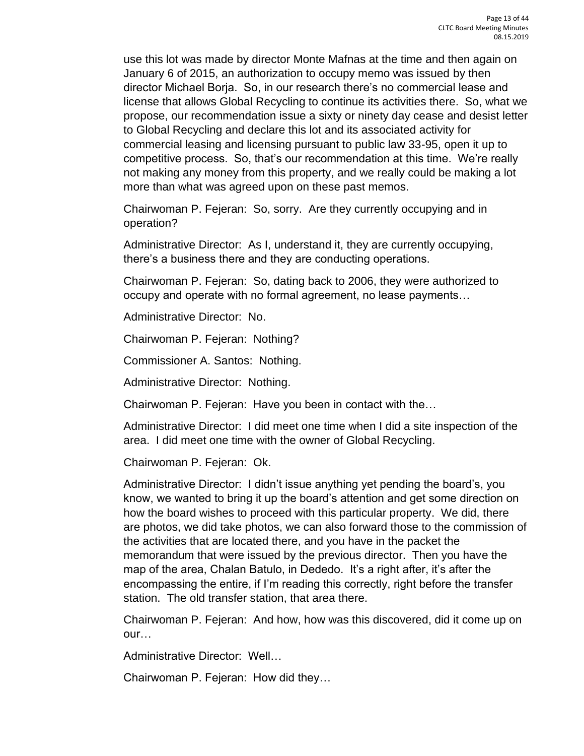use this lot was made by director Monte Mafnas at the time and then again on January 6 of 2015, an authorization to occupy memo was issued by then director Michael Borja. So, in our research there's no commercial lease and license that allows Global Recycling to continue its activities there. So, what we propose, our recommendation issue a sixty or ninety day cease and desist letter to Global Recycling and declare this lot and its associated activity for commercial leasing and licensing pursuant to public law 33-95, open it up to competitive process. So, that's our recommendation at this time. We're really not making any money from this property, and we really could be making a lot more than what was agreed upon on these past memos.

Chairwoman P. Fejeran: So, sorry. Are they currently occupying and in operation?

Administrative Director: As I, understand it, they are currently occupying, there's a business there and they are conducting operations.

Chairwoman P. Fejeran: So, dating back to 2006, they were authorized to occupy and operate with no formal agreement, no lease payments…

Administrative Director: No.

Chairwoman P. Fejeran: Nothing?

Commissioner A. Santos: Nothing.

Administrative Director: Nothing.

Chairwoman P. Fejeran: Have you been in contact with the…

Administrative Director: I did meet one time when I did a site inspection of the area. I did meet one time with the owner of Global Recycling.

Chairwoman P. Fejeran: Ok.

Administrative Director: I didn't issue anything yet pending the board's, you know, we wanted to bring it up the board's attention and get some direction on how the board wishes to proceed with this particular property. We did, there are photos, we did take photos, we can also forward those to the commission of the activities that are located there, and you have in the packet the memorandum that were issued by the previous director. Then you have the map of the area, Chalan Batulo, in Dededo. It's a right after, it's after the encompassing the entire, if I'm reading this correctly, right before the transfer station. The old transfer station, that area there.

Chairwoman P. Fejeran: And how, how was this discovered, did it come up on our…

Administrative Director: Well…

Chairwoman P. Fejeran: How did they…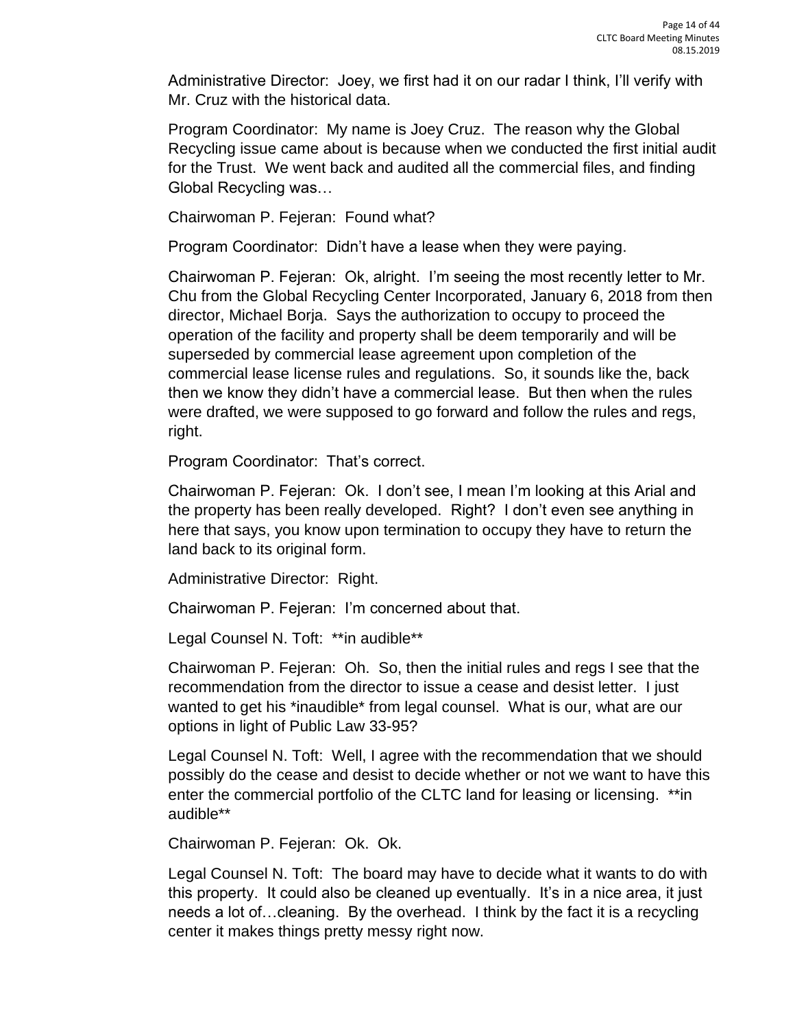Administrative Director: Joey, we first had it on our radar I think, I'll verify with Mr. Cruz with the historical data.

Program Coordinator: My name is Joey Cruz. The reason why the Global Recycling issue came about is because when we conducted the first initial audit for the Trust. We went back and audited all the commercial files, and finding Global Recycling was…

Chairwoman P. Fejeran: Found what?

Program Coordinator: Didn't have a lease when they were paying.

Chairwoman P. Fejeran: Ok, alright. I'm seeing the most recently letter to Mr. Chu from the Global Recycling Center Incorporated, January 6, 2018 from then director, Michael Borja. Says the authorization to occupy to proceed the operation of the facility and property shall be deem temporarily and will be superseded by commercial lease agreement upon completion of the commercial lease license rules and regulations. So, it sounds like the, back then we know they didn't have a commercial lease. But then when the rules were drafted, we were supposed to go forward and follow the rules and regs, right.

Program Coordinator: That's correct.

Chairwoman P. Fejeran: Ok. I don't see, I mean I'm looking at this Arial and the property has been really developed. Right? I don't even see anything in here that says, you know upon termination to occupy they have to return the land back to its original form.

Administrative Director: Right.

Chairwoman P. Fejeran: I'm concerned about that.

Legal Counsel N. Toft: **in audible**

Chairwoman P. Fejeran: Oh. So, then the initial rules and regs I see that the recommendation from the director to issue a cease and desist letter. I just wanted to get his *inaudible* from legal counsel. What is our, what are our options in light of Public Law 33-95?

Legal Counsel N. Toft: Well, I agree with the recommendation that we should possibly do the cease and desist to decide whether or not we want to have this enter the commercial portfolio of the CLTC land for leasing or licensing. **in audible**

Chairwoman P. Fejeran: Ok. Ok.

Legal Counsel N. Toft: The board may have to decide what it wants to do with this property. It could also be cleaned up eventually. It's in a nice area, it just needs a lot of…cleaning. By the overhead. I think by the fact it is a recycling center it makes things pretty messy right now.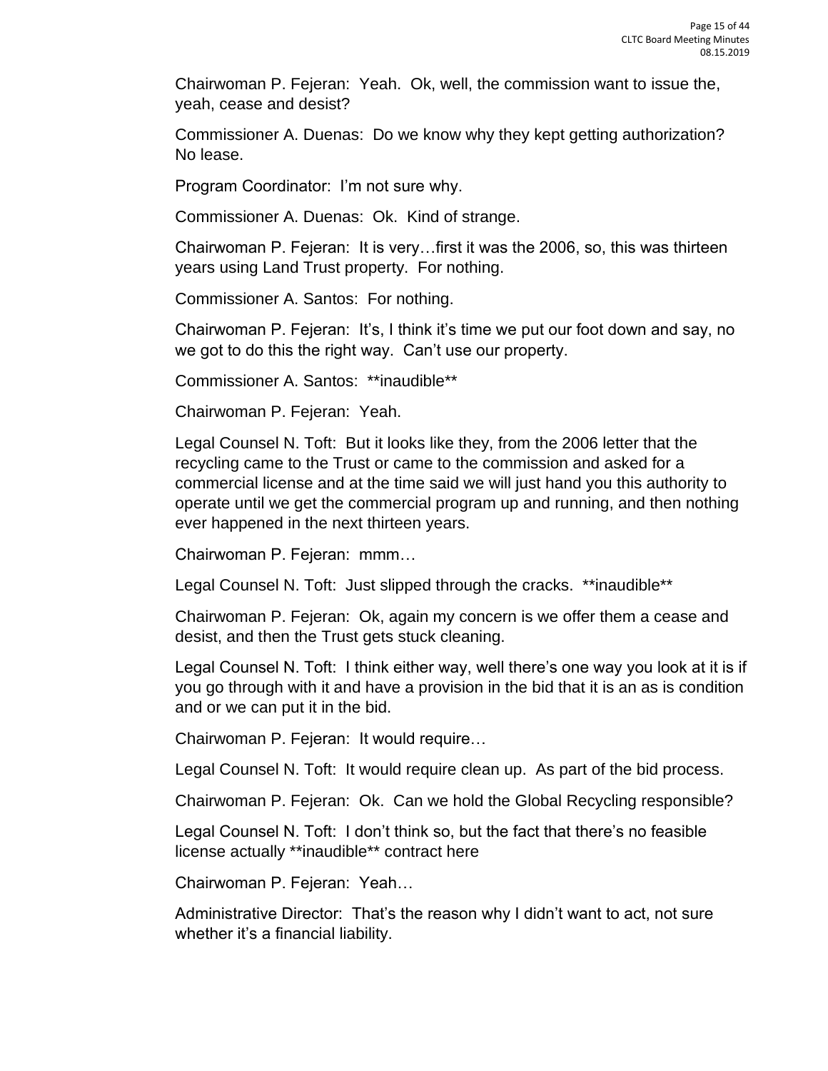Chairwoman P. Fejeran: Yeah. Ok, well, the commission want to issue the, yeah, cease and desist?

Commissioner A. Duenas: Do we know why they kept getting authorization? No lease.

Program Coordinator: I'm not sure why.

Commissioner A. Duenas: Ok. Kind of strange.

Chairwoman P. Fejeran: It is very…first it was the 2006, so, this was thirteen years using Land Trust property. For nothing.

Commissioner A. Santos: For nothing.

Chairwoman P. Fejeran: It's, I think it's time we put our foot down and say, no we got to do this the right way. Can't use our property.

Commissioner A. Santos: **inaudible**

Chairwoman P. Fejeran: Yeah.

Legal Counsel N. Toft: But it looks like they, from the 2006 letter that the recycling came to the Trust or came to the commission and asked for a commercial license and at the time said we will just hand you this authority to operate until we get the commercial program up and running, and then nothing ever happened in the next thirteen years.

Chairwoman P. Fejeran: mmm…

Legal Counsel N. Toft: Just slipped through the cracks. **inaudible**

Chairwoman P. Fejeran: Ok, again my concern is we offer them a cease and desist, and then the Trust gets stuck cleaning.

Legal Counsel N. Toft: I think either way, well there's one way you look at it is if you go through with it and have a provision in the bid that it is an as is condition and or we can put it in the bid.

Chairwoman P. Fejeran: It would require…

Legal Counsel N. Toft: It would require clean up. As part of the bid process.

Chairwoman P. Fejeran: Ok. Can we hold the Global Recycling responsible?

Legal Counsel N. Toft: I don't think so, but the fact that there's no feasible license actually **inaudible** contract here

Chairwoman P. Fejeran: Yeah…

Administrative Director: That's the reason why I didn't want to act, not sure whether it's a financial liability.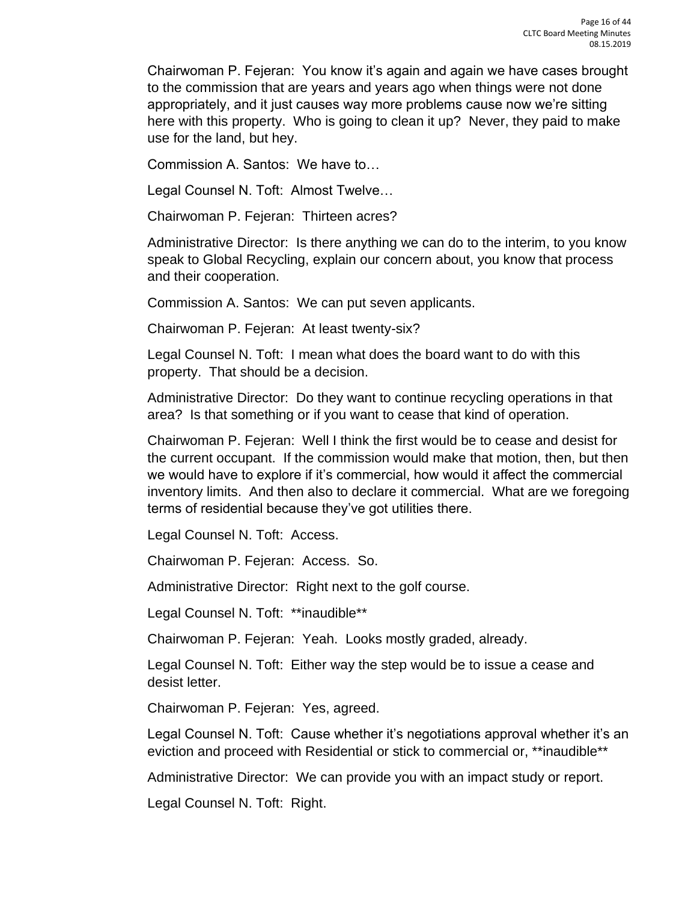Chairwoman P. Fejeran: You know it's again and again we have cases brought to the commission that are years and years ago when things were not done appropriately, and it just causes way more problems cause now we're sitting here with this property. Who is going to clean it up? Never, they paid to make use for the land, but hey.

Commission A. Santos: We have to…

Legal Counsel N. Toft: Almost Twelve…

Chairwoman P. Fejeran: Thirteen acres?

Administrative Director: Is there anything we can do to the interim, to you know speak to Global Recycling, explain our concern about, you know that process and their cooperation.

Commission A. Santos: We can put seven applicants.

Chairwoman P. Fejeran: At least twenty-six?

Legal Counsel N. Toft: I mean what does the board want to do with this property. That should be a decision.

Administrative Director: Do they want to continue recycling operations in that area? Is that something or if you want to cease that kind of operation.

Chairwoman P. Fejeran: Well I think the first would be to cease and desist for the current occupant. If the commission would make that motion, then, but then we would have to explore if it's commercial, how would it affect the commercial inventory limits. And then also to declare it commercial. What are we foregoing terms of residential because they've got utilities there.

Legal Counsel N. Toft: Access.

Chairwoman P. Fejeran: Access. So.

Administrative Director: Right next to the golf course.

Legal Counsel N. Toft: **inaudible**

Chairwoman P. Fejeran: Yeah. Looks mostly graded, already.

Legal Counsel N. Toft: Either way the step would be to issue a cease and desist letter.

Chairwoman P. Fejeran: Yes, agreed.

Legal Counsel N. Toft: Cause whether it's negotiations approval whether it's an eviction and proceed with Residential or stick to commercial or, **inaudible**

Administrative Director: We can provide you with an impact study or report.

Legal Counsel N. Toft: Right.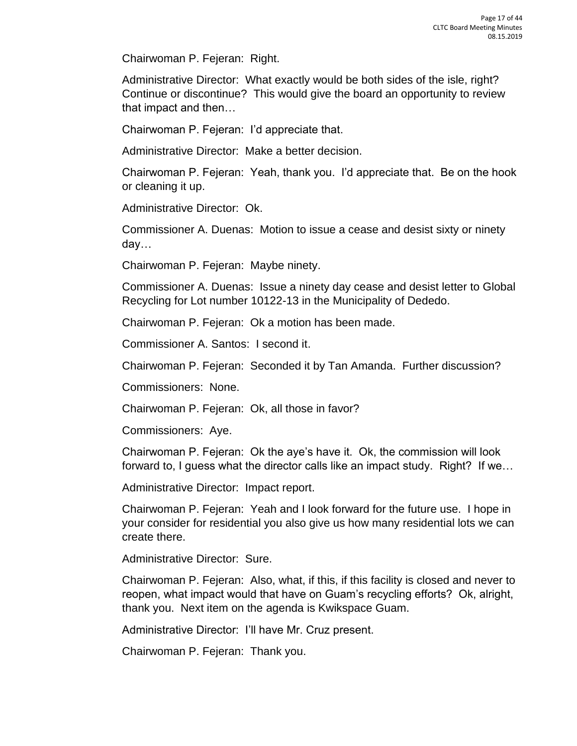Chairwoman P. Fejeran: Right.

Administrative Director: What exactly would be both sides of the isle, right? Continue or discontinue? This would give the board an opportunity to review that impact and then…

Chairwoman P. Fejeran: I'd appreciate that.

Administrative Director: Make a better decision.

Chairwoman P. Fejeran: Yeah, thank you. I'd appreciate that. Be on the hook or cleaning it up.

Administrative Director: Ok.

Commissioner A. Duenas: Motion to issue a cease and desist sixty or ninety day…

Chairwoman P. Fejeran: Maybe ninety.

Commissioner A. Duenas: Issue a ninety day cease and desist letter to Global Recycling for Lot number 10122-13 in the Municipality of Dededo.

Chairwoman P. Fejeran: Ok a motion has been made.

Commissioner A. Santos: I second it.

Chairwoman P. Fejeran: Seconded it by Tan Amanda. Further discussion?

Commissioners: None.

Chairwoman P. Fejeran: Ok, all those in favor?

Commissioners: Aye.

Chairwoman P. Fejeran: Ok the aye's have it. Ok, the commission will look forward to, I guess what the director calls like an impact study. Right? If we…

Administrative Director: Impact report.

Chairwoman P. Fejeran: Yeah and I look forward for the future use. I hope in your consider for residential you also give us how many residential lots we can create there.

Administrative Director: Sure.

Chairwoman P. Fejeran: Also, what, if this, if this facility is closed and never to reopen, what impact would that have on Guam's recycling efforts? Ok, alright, thank you. Next item on the agenda is Kwikspace Guam.

Administrative Director: I'll have Mr. Cruz present.

Chairwoman P. Fejeran: Thank you.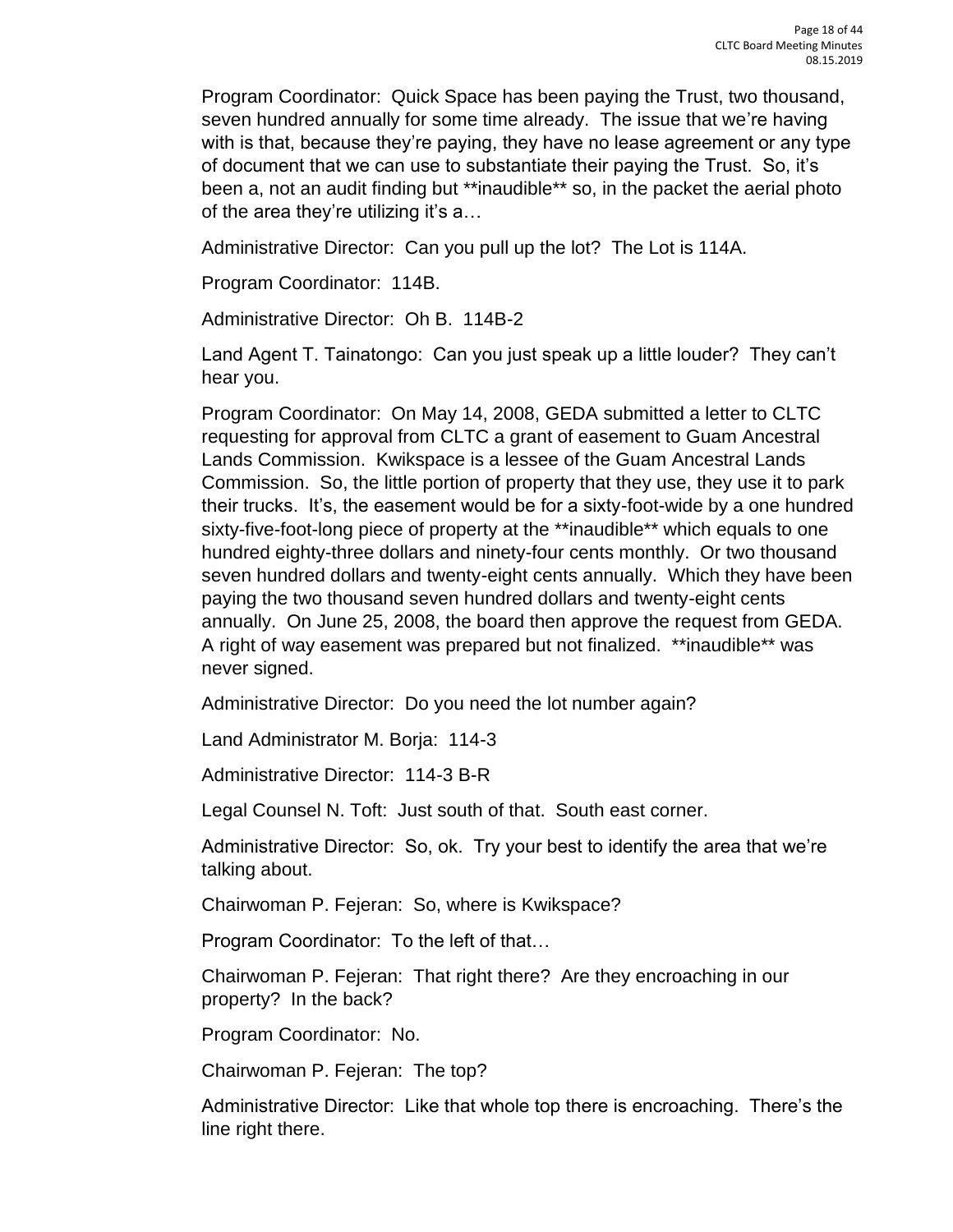Program Coordinator: Quick Space has been paying the Trust, two thousand, seven hundred annually for some time already. The issue that we're having with is that, because they're paying, they have no lease agreement or any type of document that we can use to substantiate their paying the Trust. So, it's been a, not an audit finding but **inaudible** so, in the packet the aerial photo of the area they're utilizing it's a…

Administrative Director: Can you pull up the lot? The Lot is 114A.

Program Coordinator: 114B.

Administrative Director: Oh B. 114B-2

Land Agent T. Tainatongo: Can you just speak up a little louder? They can't hear you.

Program Coordinator: On May 14, 2008, GEDA submitted a letter to CLTC requesting for approval from CLTC a grant of easement to Guam Ancestral Lands Commission. Kwikspace is a lessee of the Guam Ancestral Lands Commission. So, the little portion of property that they use, they use it to park their trucks. It's, the easement would be for a sixty-foot-wide by a one hundred sixty-five-foot-long piece of property at the **inaudible** which equals to one hundred eighty-three dollars and ninety-four cents monthly. Or two thousand seven hundred dollars and twenty-eight cents annually. Which they have been paying the two thousand seven hundred dollars and twenty-eight cents annually. On June 25, 2008, the board then approve the request from GEDA. A right of way easement was prepared but not finalized. **inaudible** was never signed.

Administrative Director: Do you need the lot number again?

Land Administrator M. Borja: 114-3

Administrative Director: 114-3 B-R

Legal Counsel N. Toft: Just south of that. South east corner.

Administrative Director: So, ok. Try your best to identify the area that we're talking about.

Chairwoman P. Fejeran: So, where is Kwikspace?

Program Coordinator: To the left of that…

Chairwoman P. Fejeran: That right there? Are they encroaching in our property? In the back?

Program Coordinator: No.

Chairwoman P. Fejeran: The top?

Administrative Director: Like that whole top there is encroaching. There's the line right there.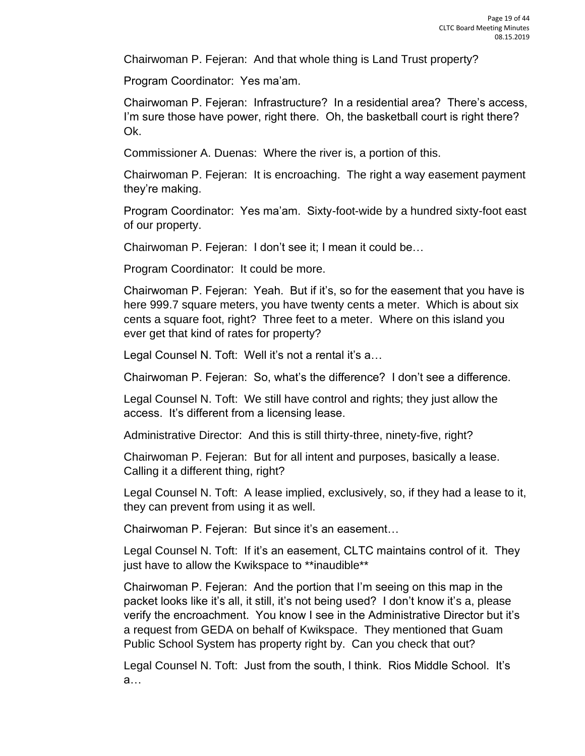Chairwoman P. Fejeran: And that whole thing is Land Trust property?

Program Coordinator: Yes ma'am.

Chairwoman P. Fejeran: Infrastructure? In a residential area? There's access, I'm sure those have power, right there. Oh, the basketball court is right there? Ok.

Commissioner A. Duenas: Where the river is, a portion of this.

Chairwoman P. Fejeran: It is encroaching. The right a way easement payment they're making.

Program Coordinator: Yes ma'am. Sixty-foot-wide by a hundred sixty-foot east of our property.

Chairwoman P. Fejeran: I don't see it; I mean it could be…

Program Coordinator: It could be more.

Chairwoman P. Fejeran: Yeah. But if it's, so for the easement that you have is here 999.7 square meters, you have twenty cents a meter. Which is about six cents a square foot, right? Three feet to a meter. Where on this island you ever get that kind of rates for property?

Legal Counsel N. Toft: Well it's not a rental it's a…

Chairwoman P. Fejeran: So, what's the difference? I don't see a difference.

Legal Counsel N. Toft: We still have control and rights; they just allow the access. It's different from a licensing lease.

Administrative Director: And this is still thirty-three, ninety-five, right?

Chairwoman P. Fejeran: But for all intent and purposes, basically a lease. Calling it a different thing, right?

Legal Counsel N. Toft: A lease implied, exclusively, so, if they had a lease to it, they can prevent from using it as well.

Chairwoman P. Fejeran: But since it's an easement…

Legal Counsel N. Toft: If it's an easement, CLTC maintains control of it. They just have to allow the Kwikspace to **inaudible**

Chairwoman P. Fejeran: And the portion that I'm seeing on this map in the packet looks like it's all, it still, it's not being used? I don't know it's a, please verify the encroachment. You know I see in the Administrative Director but it's a request from GEDA on behalf of Kwikspace. They mentioned that Guam Public School System has property right by. Can you check that out?

Legal Counsel N. Toft: Just from the south, I think. Rios Middle School. It's a…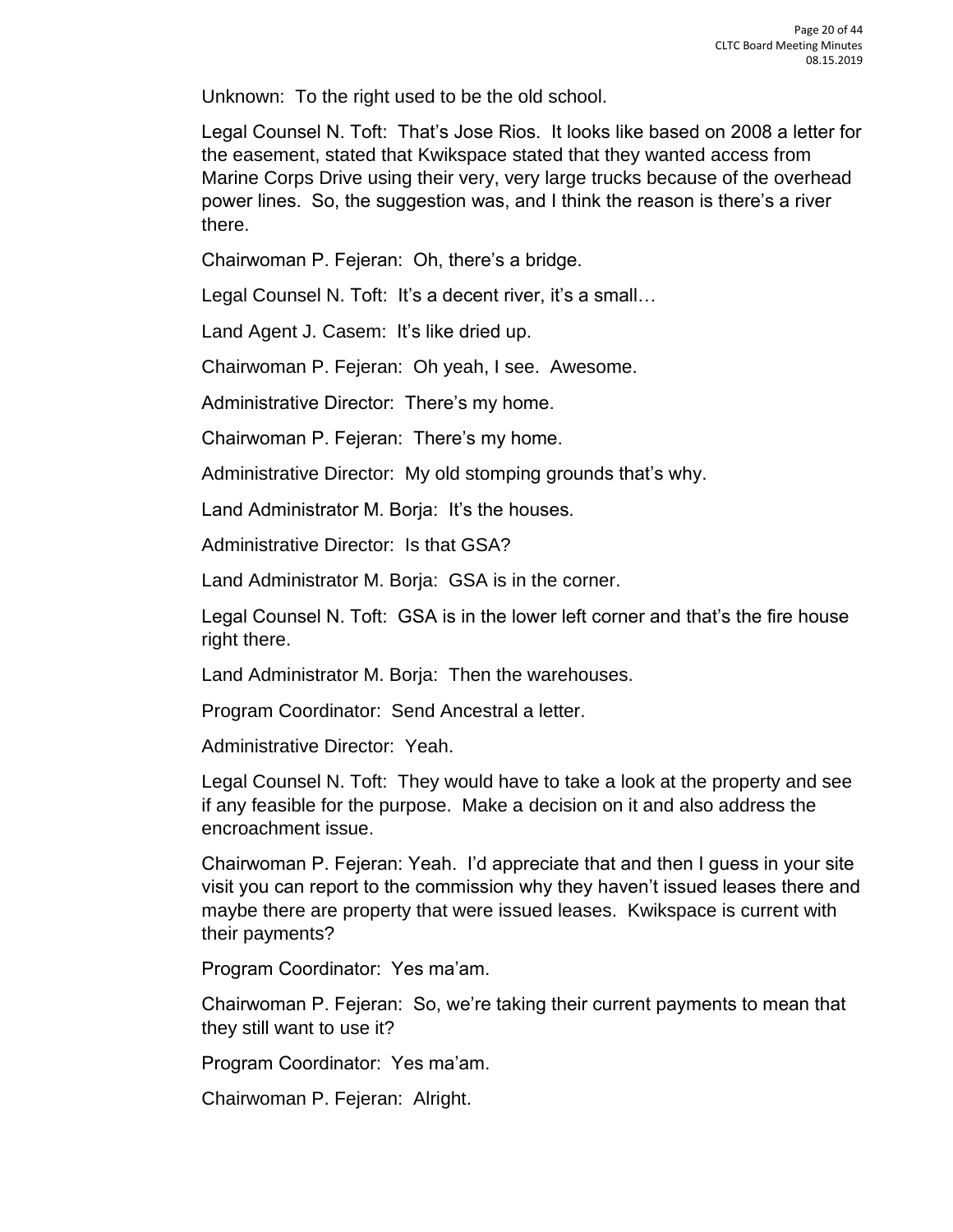Unknown: To the right used to be the old school.

Legal Counsel N. Toft: That's Jose Rios. It looks like based on 2008 a letter for the easement, stated that Kwikspace stated that they wanted access from Marine Corps Drive using their very, very large trucks because of the overhead power lines. So, the suggestion was, and I think the reason is there's a river there.

Chairwoman P. Fejeran: Oh, there's a bridge.

Legal Counsel N. Toft: It's a decent river, it's a small…

Land Agent J. Casem: It's like dried up.

Chairwoman P. Fejeran: Oh yeah, I see. Awesome.

Administrative Director: There's my home.

Chairwoman P. Fejeran: There's my home.

Administrative Director: My old stomping grounds that's why.

Land Administrator M. Borja: It's the houses.

Administrative Director: Is that GSA?

Land Administrator M. Borja: GSA is in the corner.

Legal Counsel N. Toft: GSA is in the lower left corner and that's the fire house right there.

Land Administrator M. Borja: Then the warehouses.

Program Coordinator: Send Ancestral a letter.

Administrative Director: Yeah.

Legal Counsel N. Toft: They would have to take a look at the property and see if any feasible for the purpose. Make a decision on it and also address the encroachment issue.

Chairwoman P. Fejeran: Yeah. I'd appreciate that and then I guess in your site visit you can report to the commission why they haven't issued leases there and maybe there are property that were issued leases. Kwikspace is current with their payments?

Program Coordinator: Yes ma'am.

Chairwoman P. Fejeran: So, we're taking their current payments to mean that they still want to use it?

Program Coordinator: Yes ma'am.

Chairwoman P. Fejeran: Alright.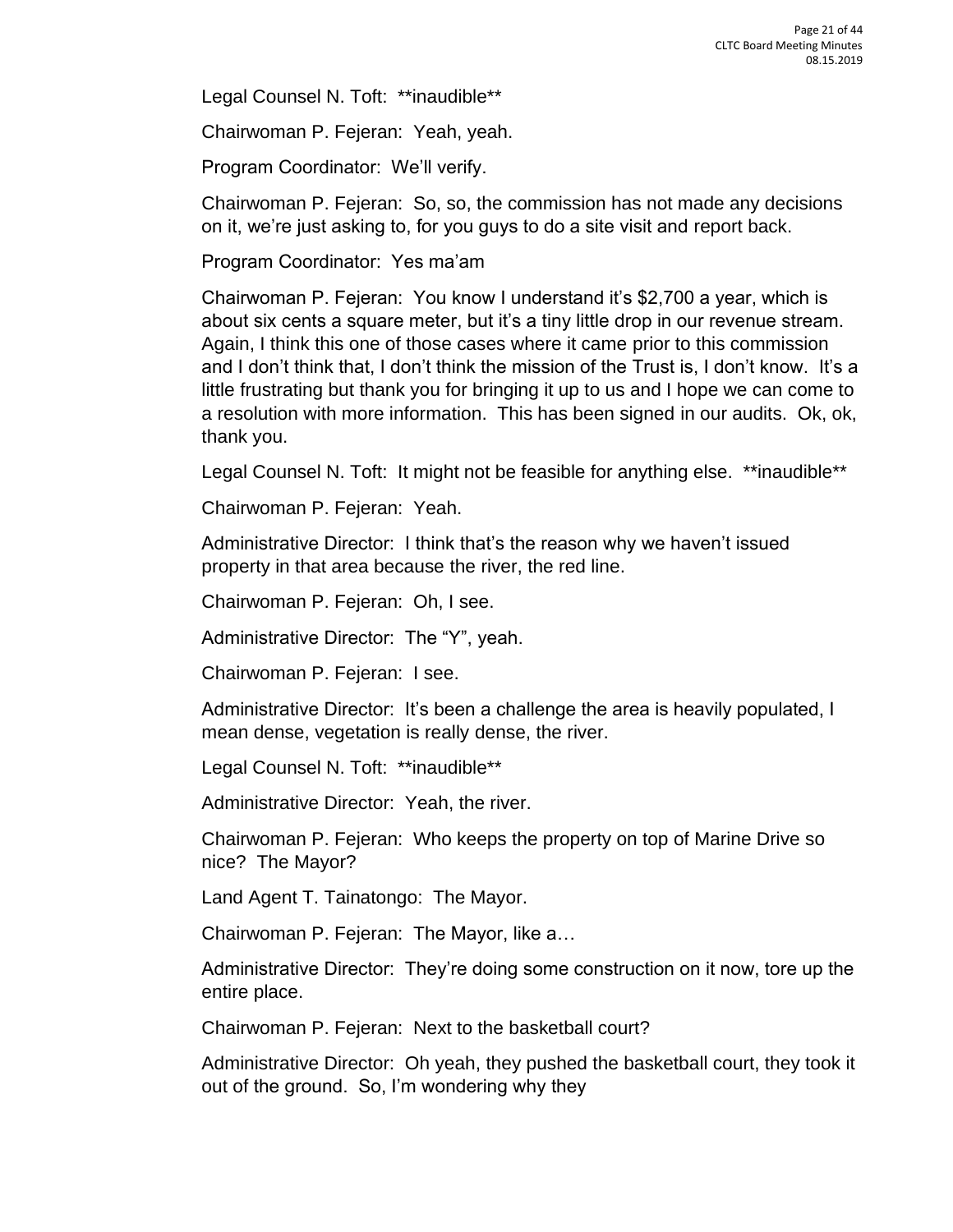Legal Counsel N. Toft: **inaudible**

Chairwoman P. Fejeran: Yeah, yeah.

Program Coordinator: We'll verify.

Chairwoman P. Fejeran: So, so, the commission has not made any decisions on it, we're just asking to, for you guys to do a site visit and report back.

Program Coordinator: Yes ma'am

Chairwoman P. Fejeran: You know I understand it's $2,700 a year, which is about six cents a square meter, but it's a tiny little drop in our revenue stream. Again, I think this one of those cases where it came prior to this commission and I don't think that, I don't think the mission of the Trust is, I don't know. It's a little frustrating but thank you for bringing it up to us and I hope we can come to a resolution with more information. This has been signed in our audits. Ok, ok, thank you.

Legal Counsel N. Toft: It might not be feasible for anything else. **inaudible**

Chairwoman P. Fejeran: Yeah.

Administrative Director: I think that's the reason why we haven't issued property in that area because the river, the red line.

Chairwoman P. Fejeran: Oh, I see.

Administrative Director: The "Y", yeah.

Chairwoman P. Fejeran: I see.

Administrative Director: It's been a challenge the area is heavily populated, I mean dense, vegetation is really dense, the river.

Legal Counsel N. Toft: **inaudible**

Administrative Director: Yeah, the river.

Chairwoman P. Fejeran: Who keeps the property on top of Marine Drive so nice? The Mayor?

Land Agent T. Tainatongo: The Mayor.

Chairwoman P. Fejeran: The Mayor, like a…

Administrative Director: They're doing some construction on it now, tore up the entire place.

Chairwoman P. Fejeran: Next to the basketball court?

Administrative Director: Oh yeah, they pushed the basketball court, they took it out of the ground. So, I'm wondering why they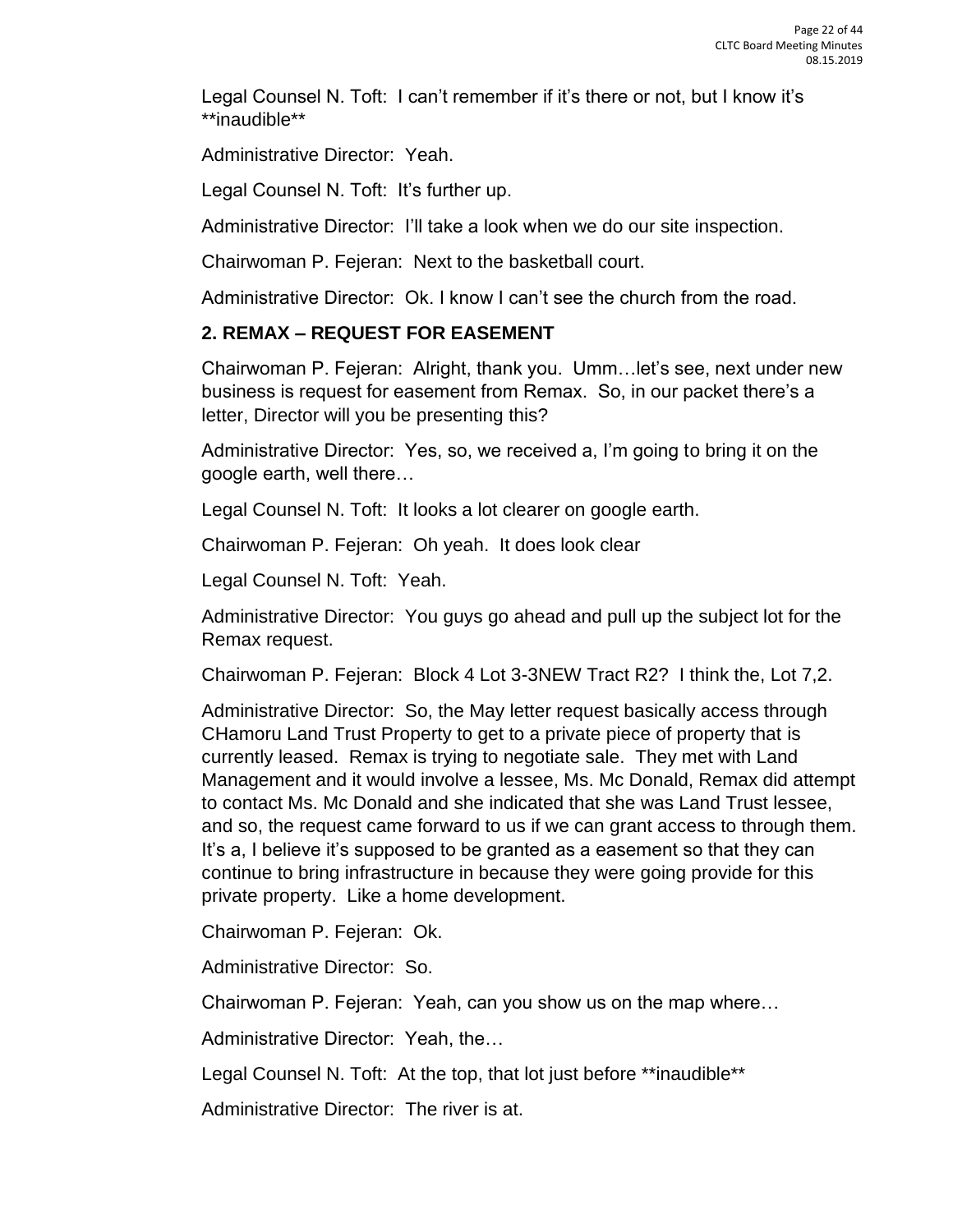Legal Counsel N. Toft: I can't remember if it's there or not, but I know it's **inaudible**

Administrative Director: Yeah.

Legal Counsel N. Toft: It's further up.

Administrative Director: I'll take a look when we do our site inspection.

Chairwoman P. Fejeran: Next to the basketball court.

Administrative Director: Ok. I know I can't see the church from the road.

**2. REMAX – REQUEST FOR EASEMENT**

Chairwoman P. Fejeran: Alright, thank you. Umm…let's see, next under new business is request for easement from Remax. So, in our packet there's a letter, Director will you be presenting this?

Administrative Director: Yes, so, we received a, I'm going to bring it on the google earth, well there…

Legal Counsel N. Toft: It looks a lot clearer on google earth.

Chairwoman P. Fejeran: Oh yeah. It does look clear

Legal Counsel N. Toft: Yeah.

Administrative Director: You guys go ahead and pull up the subject lot for the Remax request.

Chairwoman P. Fejeran: Block 4 Lot 3-3NEW Tract R2? I think the, Lot 7,2.

Administrative Director: So, the May letter request basically access through CHamoru Land Trust Property to get to a private piece of property that is currently leased. Remax is trying to negotiate sale. They met with Land Management and it would involve a lessee, Ms. Mc Donald, Remax did attempt to contact Ms. Mc Donald and she indicated that she was Land Trust lessee, and so, the request came forward to us if we can grant access to through them. It's a, I believe it's supposed to be granted as a easement so that they can continue to bring infrastructure in because they were going provide for this private property. Like a home development.

Chairwoman P. Fejeran: Ok.

Administrative Director: So.

Chairwoman P. Fejeran: Yeah, can you show us on the map where…

Administrative Director: Yeah, the…

Legal Counsel N. Toft: At the top, that lot just before **inaudible**

Administrative Director: The river is at.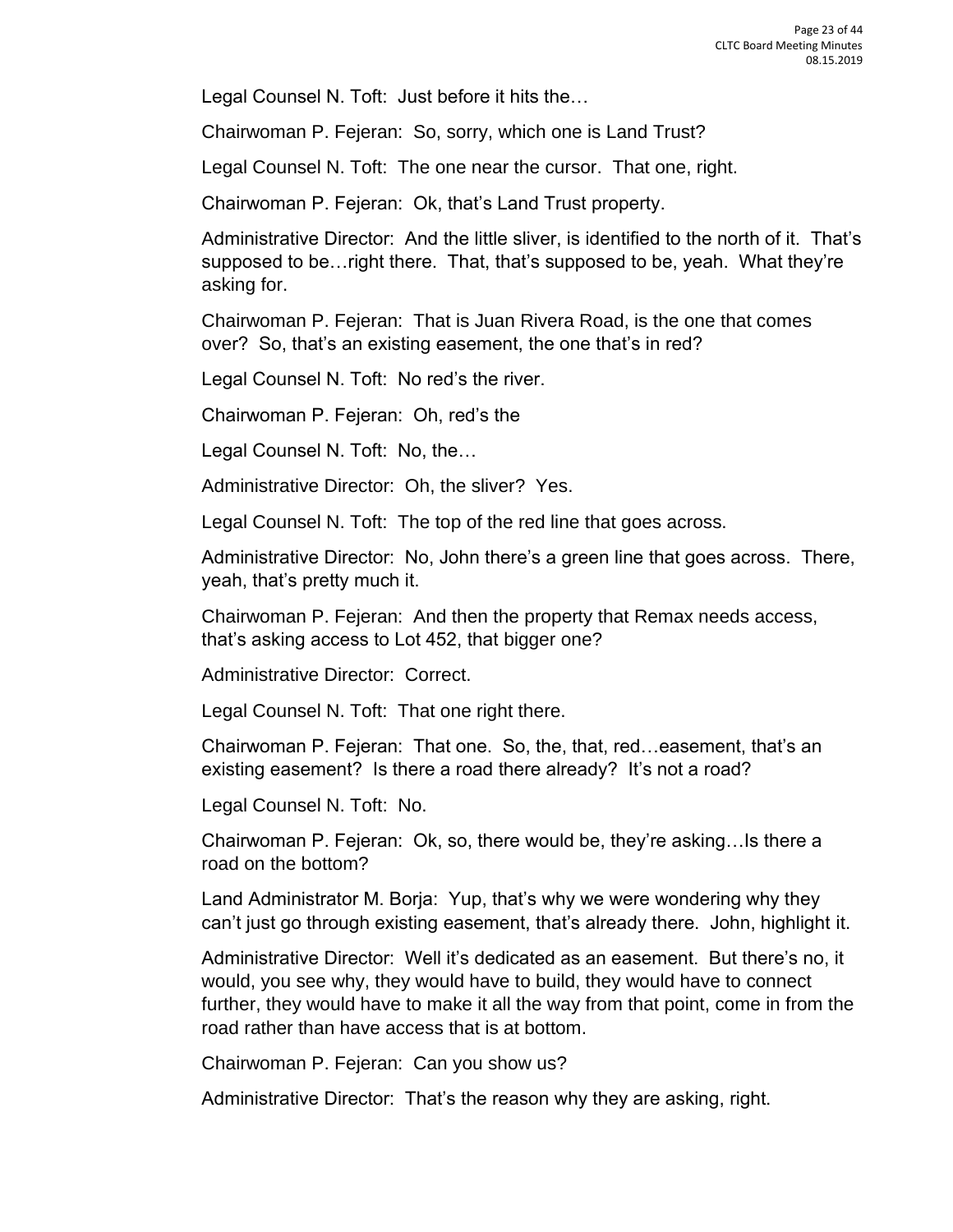Legal Counsel N. Toft: Just before it hits the…

Chairwoman P. Fejeran: So, sorry, which one is Land Trust?

Legal Counsel N. Toft: The one near the cursor. That one, right.

Chairwoman P. Fejeran: Ok, that's Land Trust property.

Administrative Director: And the little sliver, is identified to the north of it. That's supposed to be…right there. That, that's supposed to be, yeah. What they're asking for.

Chairwoman P. Fejeran: That is Juan Rivera Road, is the one that comes over? So, that's an existing easement, the one that's in red?

Legal Counsel N. Toft: No red's the river.

Chairwoman P. Fejeran: Oh, red's the

Legal Counsel N. Toft: No, the…

Administrative Director: Oh, the sliver? Yes.

Legal Counsel N. Toft: The top of the red line that goes across.

Administrative Director: No, John there's a green line that goes across. There, yeah, that's pretty much it.

Chairwoman P. Fejeran: And then the property that Remax needs access, that's asking access to Lot 452, that bigger one?

Administrative Director: Correct.

Legal Counsel N. Toft: That one right there.

Chairwoman P. Fejeran: That one. So, the, that, red…easement, that's an existing easement? Is there a road there already? It's not a road?

Legal Counsel N. Toft: No.

Chairwoman P. Fejeran: Ok, so, there would be, they're asking…Is there a road on the bottom?

Land Administrator M. Borja: Yup, that's why we were wondering why they can't just go through existing easement, that's already there. John, highlight it.

Administrative Director: Well it's dedicated as an easement. But there's no, it would, you see why, they would have to build, they would have to connect further, they would have to make it all the way from that point, come in from the road rather than have access that is at bottom.

Chairwoman P. Fejeran: Can you show us?

Administrative Director: That's the reason why they are asking, right.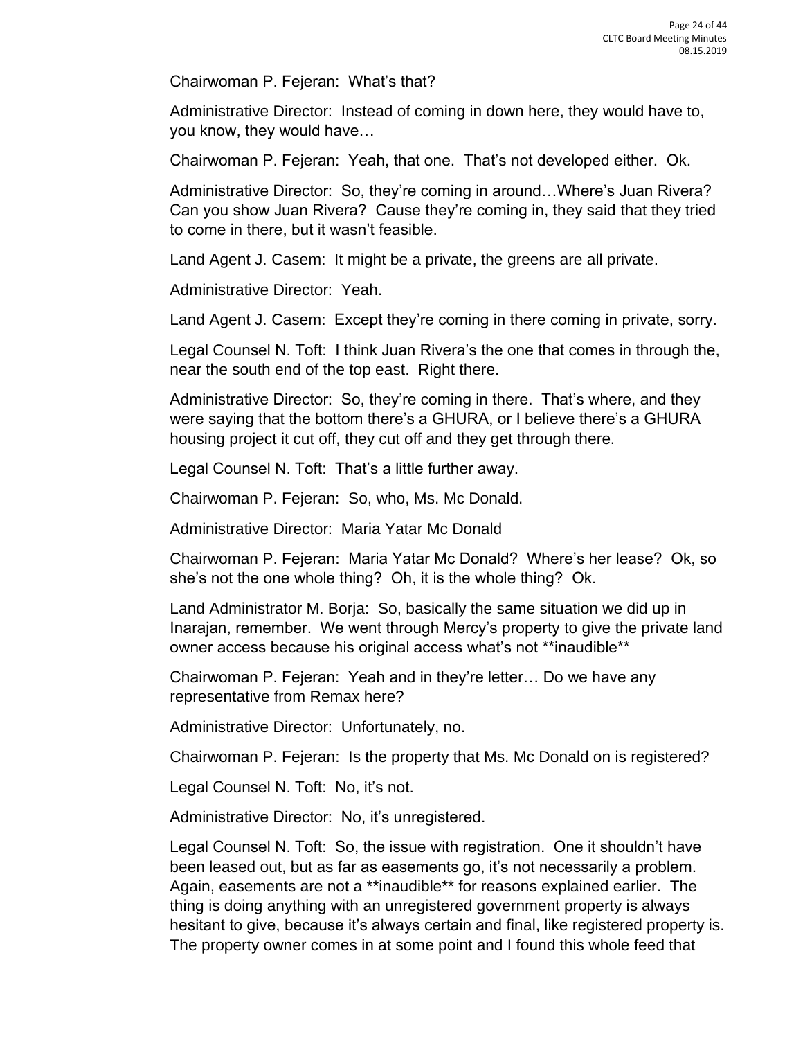Chairwoman P. Fejeran: What's that?

Administrative Director: Instead of coming in down here, they would have to, you know, they would have…

Chairwoman P. Fejeran: Yeah, that one. That's not developed either. Ok.

Administrative Director: So, they're coming in around…Where's Juan Rivera? Can you show Juan Rivera? Cause they're coming in, they said that they tried to come in there, but it wasn't feasible.

Land Agent J. Casem: It might be a private, the greens are all private.

Administrative Director: Yeah.

Land Agent J. Casem: Except they're coming in there coming in private, sorry.

Legal Counsel N. Toft: I think Juan Rivera's the one that comes in through the, near the south end of the top east. Right there.

Administrative Director: So, they're coming in there. That's where, and they were saying that the bottom there's a GHURA, or I believe there's a GHURA housing project it cut off, they cut off and they get through there.

Legal Counsel N. Toft: That's a little further away.

Chairwoman P. Fejeran: So, who, Ms. Mc Donald.

Administrative Director: Maria Yatar Mc Donald

Chairwoman P. Fejeran: Maria Yatar Mc Donald? Where's her lease? Ok, so she's not the one whole thing? Oh, it is the whole thing? Ok.

Land Administrator M. Borja: So, basically the same situation we did up in Inarajan, remember. We went through Mercy's property to give the private land owner access because his original access what's not **inaudible**

Chairwoman P. Fejeran: Yeah and in they're letter… Do we have any representative from Remax here?

Administrative Director: Unfortunately, no.

Chairwoman P. Fejeran: Is the property that Ms. Mc Donald on is registered?

Legal Counsel N. Toft: No, it's not.

Administrative Director: No, it's unregistered.

Legal Counsel N. Toft: So, the issue with registration. One it shouldn't have been leased out, but as far as easements go, it's not necessarily a problem. Again, easements are not a **inaudible** for reasons explained earlier. The thing is doing anything with an unregistered government property is always hesitant to give, because it's always certain and final, like registered property is. The property owner comes in at some point and I found this whole feed that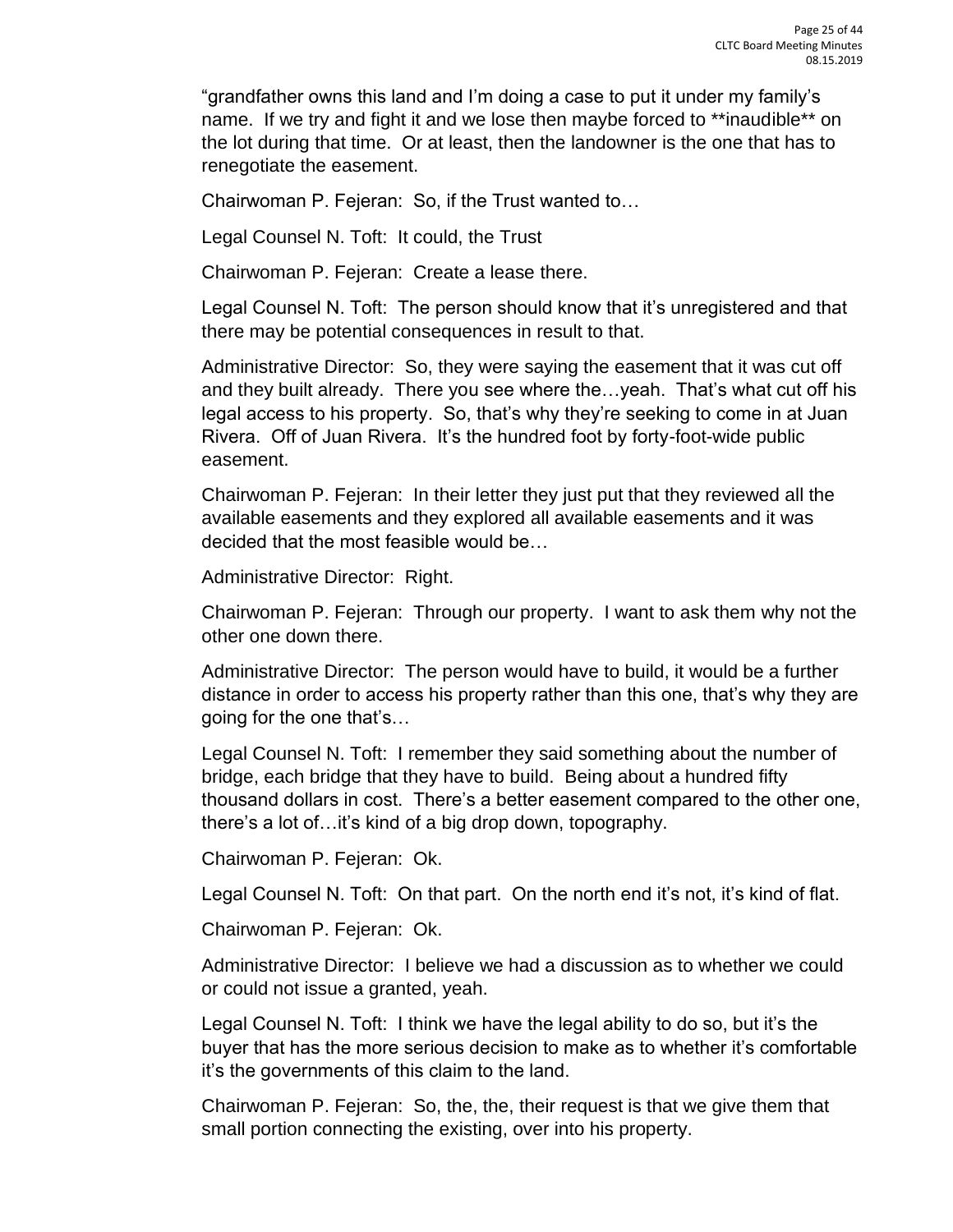"grandfather owns this land and I'm doing a case to put it under my family's name. If we try and fight it and we lose then maybe forced to **inaudible** on the lot during that time. Or at least, then the landowner is the one that has to renegotiate the easement.

Chairwoman P. Fejeran: So, if the Trust wanted to…

Legal Counsel N. Toft: It could, the Trust

Chairwoman P. Fejeran: Create a lease there.

Legal Counsel N. Toft: The person should know that it's unregistered and that there may be potential consequences in result to that.

Administrative Director: So, they were saying the easement that it was cut off and they built already. There you see where the…yeah. That's what cut off his legal access to his property. So, that's why they're seeking to come in at Juan Rivera. Off of Juan Rivera. It's the hundred foot by forty-foot-wide public easement.

Chairwoman P. Fejeran: In their letter they just put that they reviewed all the available easements and they explored all available easements and it was decided that the most feasible would be…

Administrative Director: Right.

Chairwoman P. Fejeran: Through our property. I want to ask them why not the other one down there.

Administrative Director: The person would have to build, it would be a further distance in order to access his property rather than this one, that's why they are going for the one that's…

Legal Counsel N. Toft: I remember they said something about the number of bridge, each bridge that they have to build. Being about a hundred fifty thousand dollars in cost. There's a better easement compared to the other one, there's a lot of…it's kind of a big drop down, topography.

Chairwoman P. Fejeran: Ok.

Legal Counsel N. Toft: On that part. On the north end it's not, it's kind of flat.

Chairwoman P. Fejeran: Ok.

Administrative Director: I believe we had a discussion as to whether we could or could not issue a granted, yeah.

Legal Counsel N. Toft: I think we have the legal ability to do so, but it's the buyer that has the more serious decision to make as to whether it's comfortable it's the governments of this claim to the land.

Chairwoman P. Fejeran: So, the, the, their request is that we give them that small portion connecting the existing, over into his property.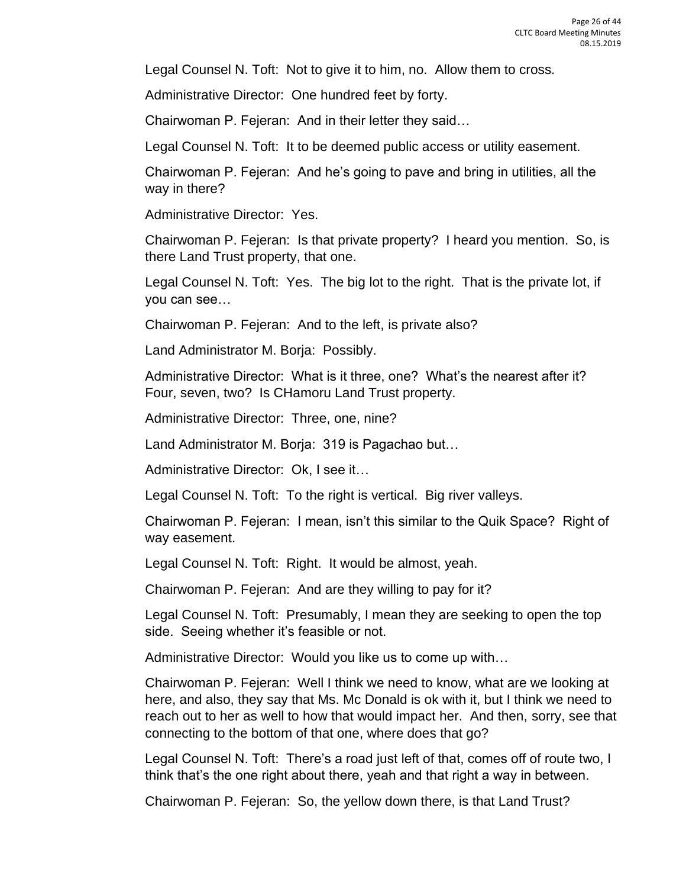Legal Counsel N. Toft: Not to give it to him, no. Allow them to cross.

Administrative Director: One hundred feet by forty.

Chairwoman P. Fejeran: And in their letter they said…

Legal Counsel N. Toft: It to be deemed public access or utility easement.

Chairwoman P. Fejeran: And he's going to pave and bring in utilities, all the way in there?

Administrative Director: Yes.

Chairwoman P. Fejeran: Is that private property? I heard you mention. So, is there Land Trust property, that one.

Legal Counsel N. Toft: Yes. The big lot to the right. That is the private lot, if you can see…

Chairwoman P. Fejeran: And to the left, is private also?

Land Administrator M. Borja: Possibly.

Administrative Director: What is it three, one? What's the nearest after it? Four, seven, two? Is CHamoru Land Trust property.

Administrative Director: Three, one, nine?

Land Administrator M. Borja: 319 is Pagachao but…

Administrative Director: Ok, I see it…

Legal Counsel N. Toft: To the right is vertical. Big river valleys.

Chairwoman P. Fejeran: I mean, isn't this similar to the Quik Space? Right of way easement.

Legal Counsel N. Toft: Right. It would be almost, yeah.

Chairwoman P. Fejeran: And are they willing to pay for it?

Legal Counsel N. Toft: Presumably, I mean they are seeking to open the top side. Seeing whether it's feasible or not.

Administrative Director: Would you like us to come up with…

Chairwoman P. Fejeran: Well I think we need to know, what are we looking at here, and also, they say that Ms. Mc Donald is ok with it, but I think we need to reach out to her as well to how that would impact her. And then, sorry, see that connecting to the bottom of that one, where does that go?

Legal Counsel N. Toft: There's a road just left of that, comes off of route two, I think that's the one right about there, yeah and that right a way in between.

Chairwoman P. Fejeran: So, the yellow down there, is that Land Trust?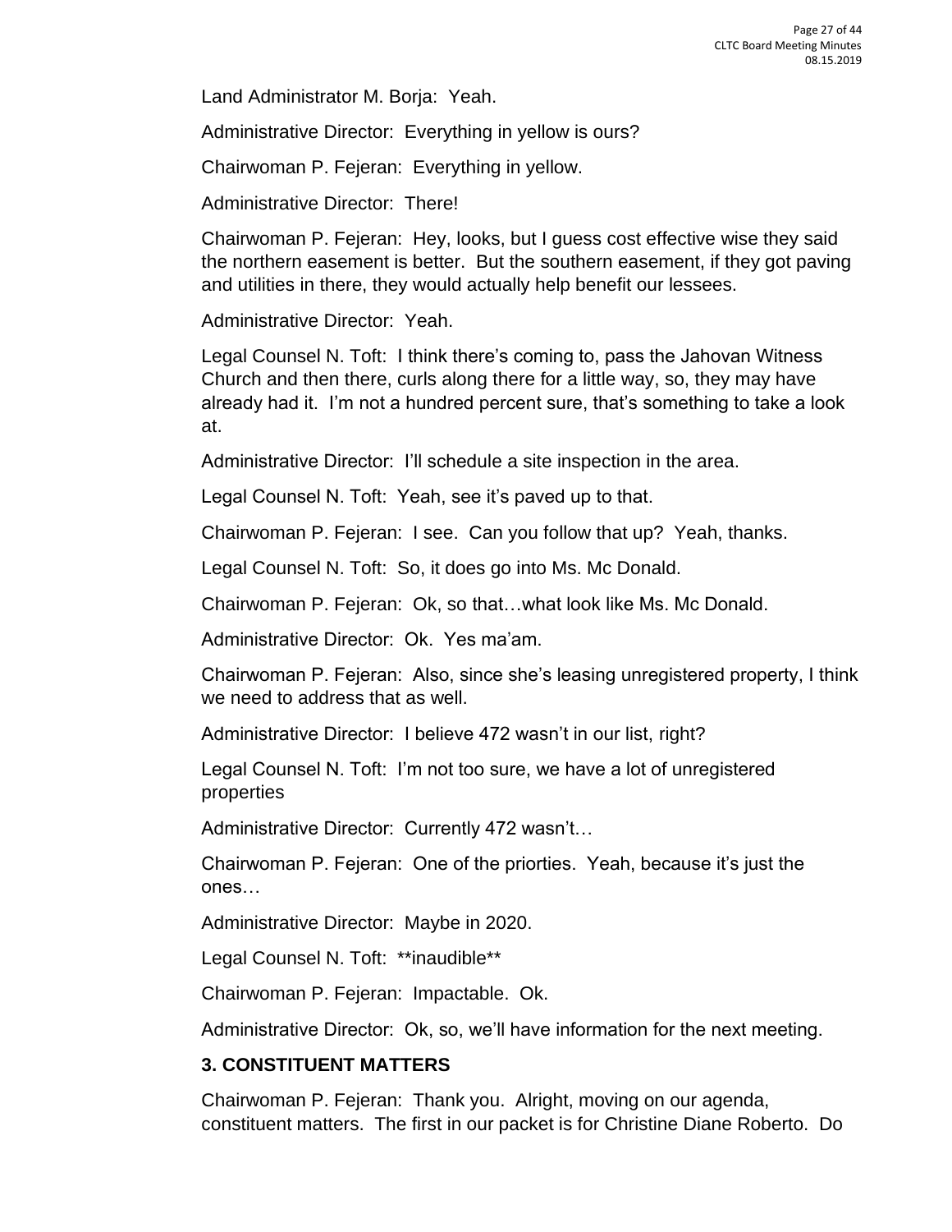Land Administrator M. Borja: Yeah.

Administrative Director: Everything in yellow is ours?

Chairwoman P. Fejeran: Everything in yellow.

Administrative Director: There!

Chairwoman P. Fejeran: Hey, looks, but I guess cost effective wise they said the northern easement is better. But the southern easement, if they got paving and utilities in there, they would actually help benefit our lessees.

Administrative Director: Yeah.

Legal Counsel N. Toft: I think there's coming to, pass the Jahovan Witness Church and then there, curls along there for a little way, so, they may have already had it. I'm not a hundred percent sure, that's something to take a look at.

Administrative Director: I'll schedule a site inspection in the area.

Legal Counsel N. Toft: Yeah, see it's paved up to that.

Chairwoman P. Fejeran: I see. Can you follow that up? Yeah, thanks.

Legal Counsel N. Toft: So, it does go into Ms. Mc Donald.

Chairwoman P. Fejeran: Ok, so that…what look like Ms. Mc Donald.

Administrative Director: Ok. Yes ma'am.

Chairwoman P. Fejeran: Also, since she's leasing unregistered property, I think we need to address that as well.

Administrative Director: I believe 472 wasn't in our list, right?

Legal Counsel N. Toft: I'm not too sure, we have a lot of unregistered properties

Administrative Director: Currently 472 wasn't…

Chairwoman P. Fejeran: One of the priorties. Yeah, because it's just the ones…

Administrative Director: Maybe in 2020.

Legal Counsel N. Toft: **inaudible**

Chairwoman P. Fejeran: Impactable. Ok.

Administrative Director: Ok, so, we'll have information for the next meeting.

### 3. CONSTITUENT MATTERS

Chairwoman P. Fejeran: Thank you. Alright, moving on our agenda, constituent matters. The first in our packet is for Christine Diane Roberto. Do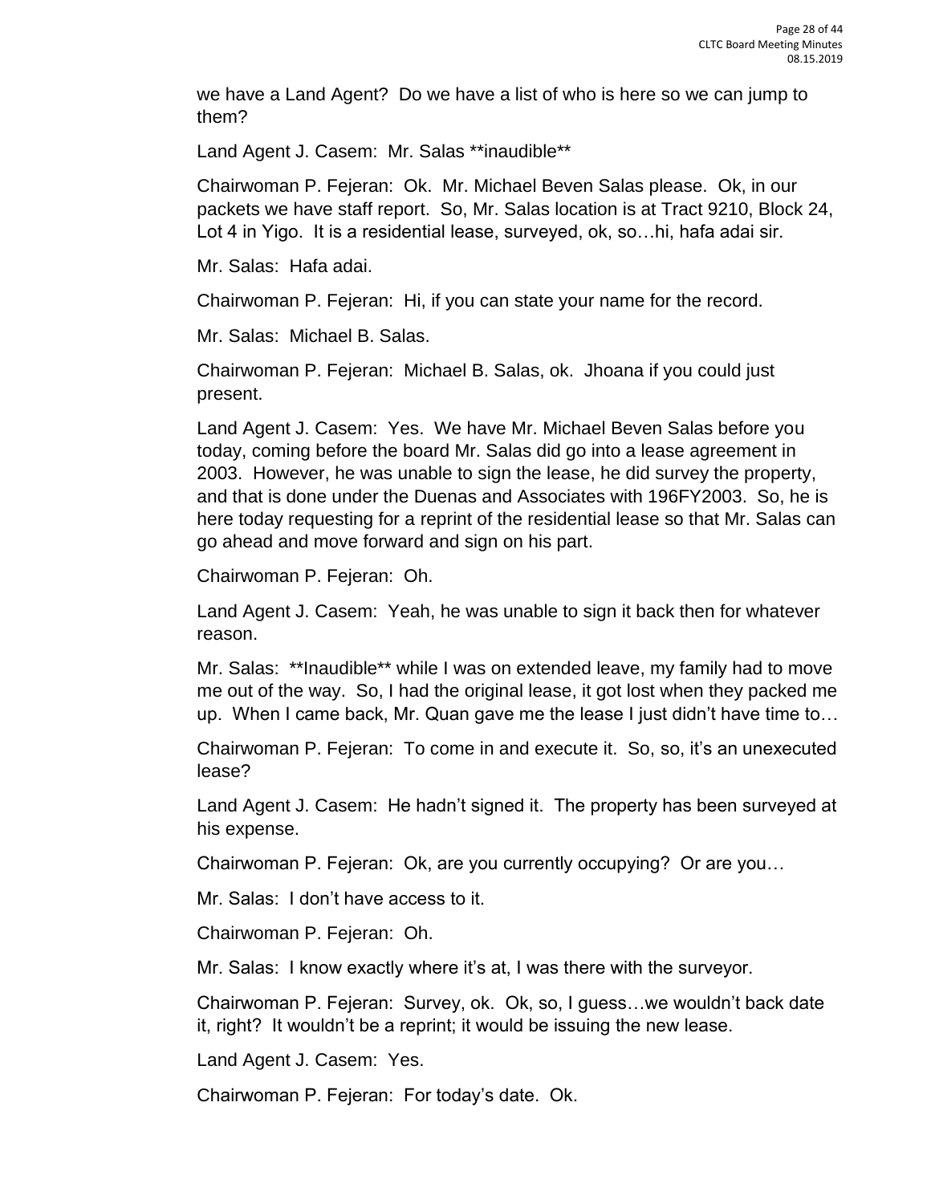we have a Land Agent? Do we have a list of who is here so we can jump to them?

Land Agent J. Casem: Mr. Salas **inaudible**

Chairwoman P. Fejeran: Ok. Mr. Michael Beven Salas please. Ok, in our packets we have staff report. So, Mr. Salas location is at Tract 9210, Block 24, Lot 4 in Yigo. It is a residential lease, surveyed, ok, so…hi, hafa adai sir.

Mr. Salas: Hafa adai.

Chairwoman P. Fejeran: Hi, if you can state your name for the record.

Mr. Salas: Michael B. Salas.

Chairwoman P. Fejeran: Michael B. Salas, ok. Jhoana if you could just present.

Land Agent J. Casem: Yes. We have Mr. Michael Beven Salas before you today, coming before the board Mr. Salas did go into a lease agreement in 2003. However, he was unable to sign the lease, he did survey the property, and that is done under the Duenas and Associates with 196FY2003. So, he is here today requesting for a reprint of the residential lease so that Mr. Salas can go ahead and move forward and sign on his part.

Chairwoman P. Fejeran: Oh.

Land Agent J. Casem: Yeah, he was unable to sign it back then for whatever reason.

Mr. Salas: **Inaudible** while I was on extended leave, my family had to move me out of the way. So, I had the original lease, it got lost when they packed me up. When I came back, Mr. Quan gave me the lease I just didn't have time to…

Chairwoman P. Fejeran: To come in and execute it. So, so, it's an unexecuted lease?

Land Agent J. Casem: He hadn't signed it. The property has been surveyed at his expense.

Chairwoman P. Fejeran: Ok, are you currently occupying? Or are you…

Mr. Salas: I don't have access to it.

Chairwoman P. Fejeran: Oh.

Mr. Salas: I know exactly where it's at, I was there with the surveyor.

Chairwoman P. Fejeran: Survey, ok. Ok, so, I guess…we wouldn't back date it, right? It wouldn't be a reprint; it would be issuing the new lease.

Land Agent J. Casem: Yes.

Chairwoman P. Fejeran: For today's date. Ok.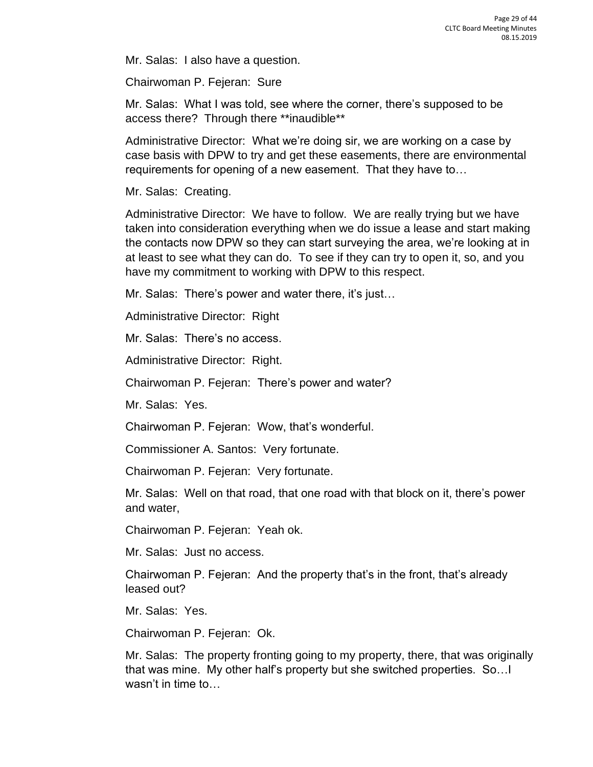Mr. Salas: I also have a question.

Chairwoman P. Fejeran: Sure

Mr. Salas: What I was told, see where the corner, there's supposed to be access there? Through there **inaudible**

Administrative Director: What we're doing sir, we are working on a case by case basis with DPW to try and get these easements, there are environmental requirements for opening of a new easement. That they have to…

Mr. Salas: Creating.

Administrative Director: We have to follow. We are really trying but we have taken into consideration everything when we do issue a lease and start making the contacts now DPW so they can start surveying the area, we're looking at in at least to see what they can do. To see if they can try to open it, so, and you have my commitment to working with DPW to this respect.

Mr. Salas: There's power and water there, it's just…

Administrative Director: Right

Mr. Salas: There's no access.

Administrative Director: Right.

Chairwoman P. Fejeran: There's power and water?

Mr. Salas: Yes.

Chairwoman P. Fejeran: Wow, that's wonderful.

Commissioner A. Santos: Very fortunate.

Chairwoman P. Fejeran: Very fortunate.

Mr. Salas: Well on that road, that one road with that block on it, there's power and water,

Chairwoman P. Fejeran: Yeah ok.

Mr. Salas: Just no access.

Chairwoman P. Fejeran: And the property that's in the front, that's already leased out?

Mr. Salas: Yes.

Chairwoman P. Fejeran: Ok.

Mr. Salas: The property fronting going to my property, there, that was originally that was mine. My other half's property but she switched properties. So…I wasn't in time to…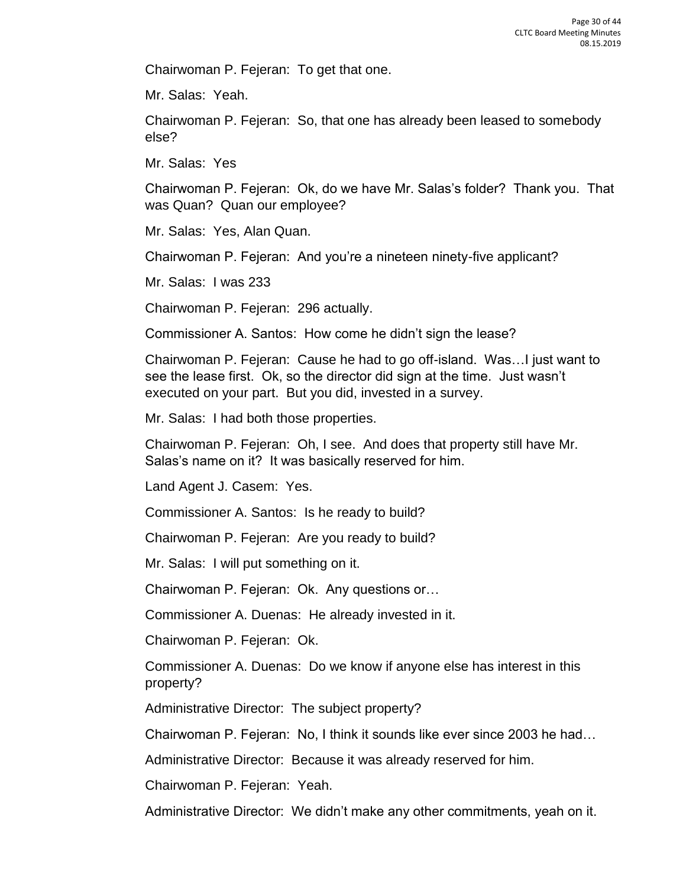Chairwoman P. Fejeran: To get that one.

Mr. Salas: Yeah.

Chairwoman P. Fejeran: So, that one has already been leased to somebody else?

Mr. Salas: Yes

Chairwoman P. Fejeran: Ok, do we have Mr. Salas's folder? Thank you. That was Quan? Quan our employee?

Mr. Salas: Yes, Alan Quan.

Chairwoman P. Fejeran: And you're a nineteen ninety-five applicant?

Mr. Salas: I was 233

Chairwoman P. Fejeran: 296 actually.

Commissioner A. Santos: How come he didn't sign the lease?

Chairwoman P. Fejeran: Cause he had to go off-island. Was…I just want to see the lease first. Ok, so the director did sign at the time. Just wasn't executed on your part. But you did, invested in a survey.

Mr. Salas: I had both those properties.

Chairwoman P. Fejeran: Oh, I see. And does that property still have Mr. Salas's name on it? It was basically reserved for him.

Land Agent J. Casem: Yes.

Commissioner A. Santos: Is he ready to build?

Chairwoman P. Fejeran: Are you ready to build?

Mr. Salas: I will put something on it.

Chairwoman P. Fejeran: Ok. Any questions or…

Commissioner A. Duenas: He already invested in it.

Chairwoman P. Fejeran: Ok.

Commissioner A. Duenas: Do we know if anyone else has interest in this property?

Administrative Director: The subject property?

Chairwoman P. Fejeran: No, I think it sounds like ever since 2003 he had…

Administrative Director: Because it was already reserved for him.

Chairwoman P. Fejeran: Yeah.

Administrative Director: We didn't make any other commitments, yeah on it.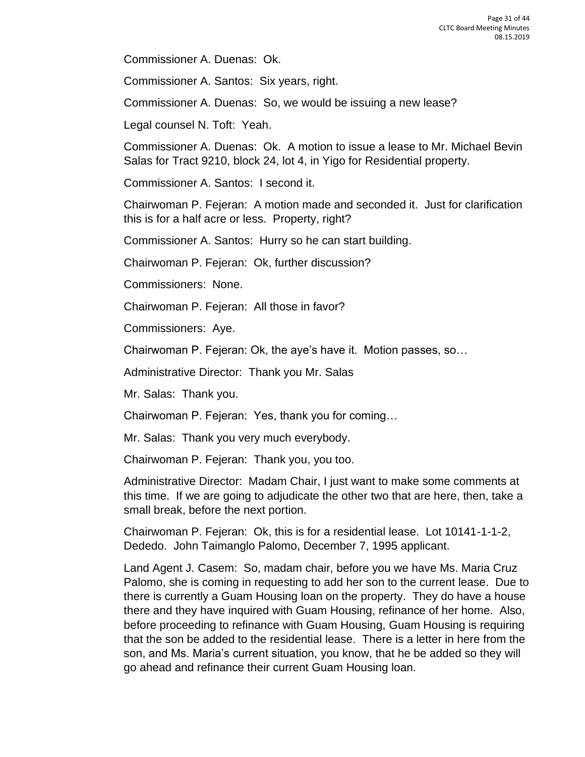Commissioner A. Duenas: Ok.

Commissioner A. Santos: Six years, right.

Commissioner A. Duenas: So, we would be issuing a new lease?

Legal counsel N. Toft: Yeah.

Commissioner A. Duenas: Ok. A motion to issue a lease to Mr. Michael Bevin Salas for Tract 9210, block 24, lot 4, in Yigo for Residential property.

Commissioner A. Santos: I second it.

Chairwoman P. Fejeran: A motion made and seconded it. Just for clarification this is for a half acre or less. Property, right?

Commissioner A. Santos: Hurry so he can start building.

Chairwoman P. Fejeran: Ok, further discussion?

Commissioners: None.

Chairwoman P. Fejeran: All those in favor?

Commissioners: Aye.

Chairwoman P. Fejeran: Ok, the aye's have it. Motion passes, so…

Administrative Director: Thank you Mr. Salas

Mr. Salas: Thank you.

Chairwoman P. Fejeran: Yes, thank you for coming…

Mr. Salas: Thank you very much everybody.

Chairwoman P. Fejeran: Thank you, you too.

Administrative Director: Madam Chair, I just want to make some comments at this time. If we are going to adjudicate the other two that are here, then, take a small break, before the next portion.

Chairwoman P. Fejeran: Ok, this is for a residential lease. Lot 10141-1-1-2, Dededo. John Taimanglo Palomo, December 7, 1995 applicant.

Land Agent J. Casem: So, madam chair, before you we have Ms. Maria Cruz Palomo, she is coming in requesting to add her son to the current lease. Due to there is currently a Guam Housing loan on the property. They do have a house there and they have inquired with Guam Housing, refinance of her home. Also, before proceeding to refinance with Guam Housing, Guam Housing is requiring that the son be added to the residential lease. There is a letter in here from the son, and Ms. Maria's current situation, you know, that he be added so they will go ahead and refinance their current Guam Housing loan.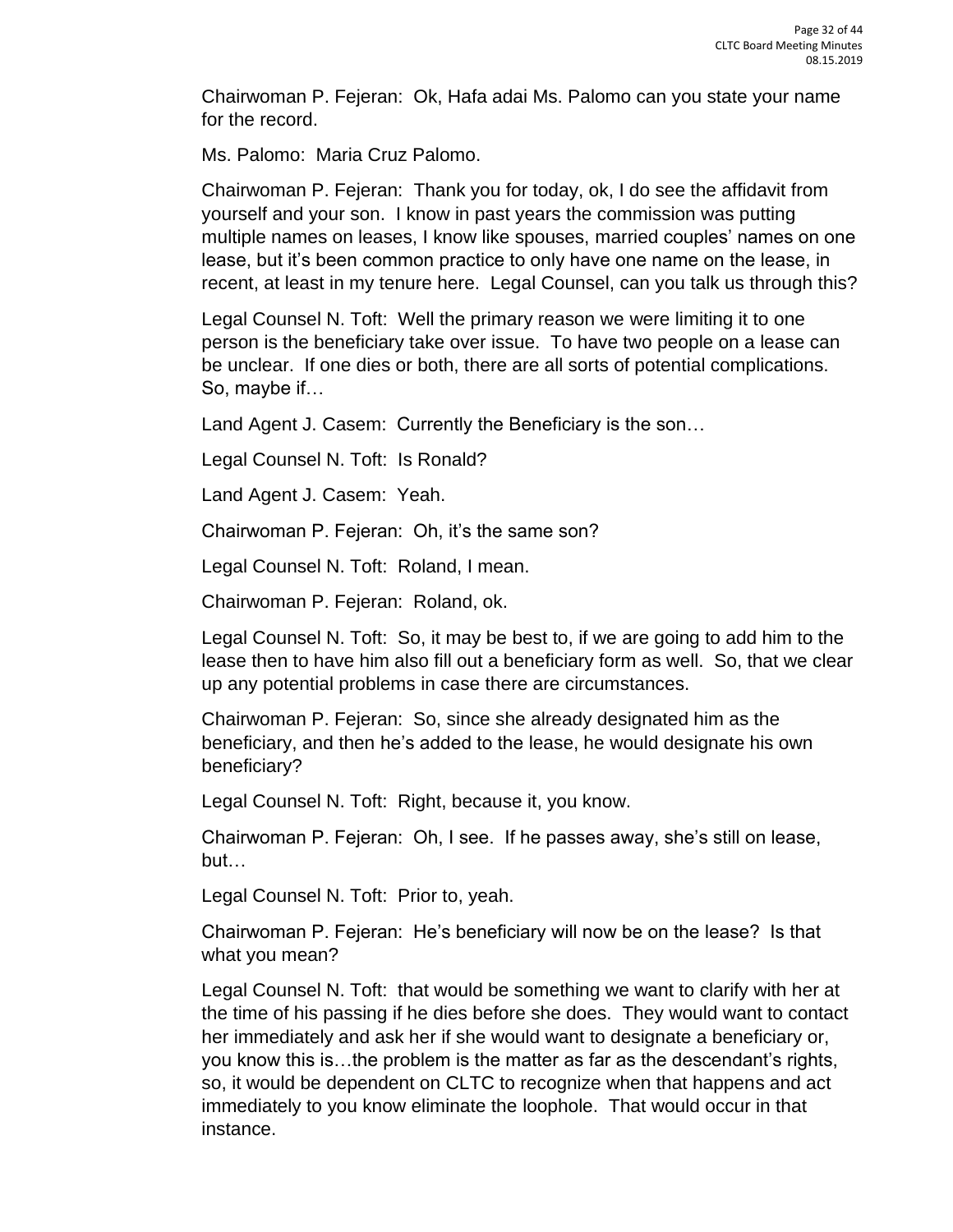Chairwoman P. Fejeran: Ok, Hafa adai Ms. Palomo can you state your name for the record.

Ms. Palomo: Maria Cruz Palomo.

Chairwoman P. Fejeran: Thank you for today, ok, I do see the affidavit from yourself and your son. I know in past years the commission was putting multiple names on leases, I know like spouses, married couples' names on one lease, but it's been common practice to only have one name on the lease, in recent, at least in my tenure here. Legal Counsel, can you talk us through this?

Legal Counsel N. Toft: Well the primary reason we were limiting it to one person is the beneficiary take over issue. To have two people on a lease can be unclear. If one dies or both, there are all sorts of potential complications. So, maybe if…

Land Agent J. Casem: Currently the Beneficiary is the son…

Legal Counsel N. Toft: Is Ronald?

Land Agent J. Casem: Yeah.

Chairwoman P. Fejeran: Oh, it's the same son?

Legal Counsel N. Toft: Roland, I mean.

Chairwoman P. Fejeran: Roland, ok.

Legal Counsel N. Toft: So, it may be best to, if we are going to add him to the lease then to have him also fill out a beneficiary form as well. So, that we clear up any potential problems in case there are circumstances.

Chairwoman P. Fejeran: So, since she already designated him as the beneficiary, and then he's added to the lease, he would designate his own beneficiary?

Legal Counsel N. Toft: Right, because it, you know.

Chairwoman P. Fejeran: Oh, I see. If he passes away, she's still on lease, but…

Legal Counsel N. Toft: Prior to, yeah.

Chairwoman P. Fejeran: He's beneficiary will now be on the lease? Is that what you mean?

Legal Counsel N. Toft: that would be something we want to clarify with her at the time of his passing if he dies before she does. They would want to contact her immediately and ask her if she would want to designate a beneficiary or, you know this is…the problem is the matter as far as the descendant's rights, so, it would be dependent on CLTC to recognize when that happens and act immediately to you know eliminate the loophole. That would occur in that instance.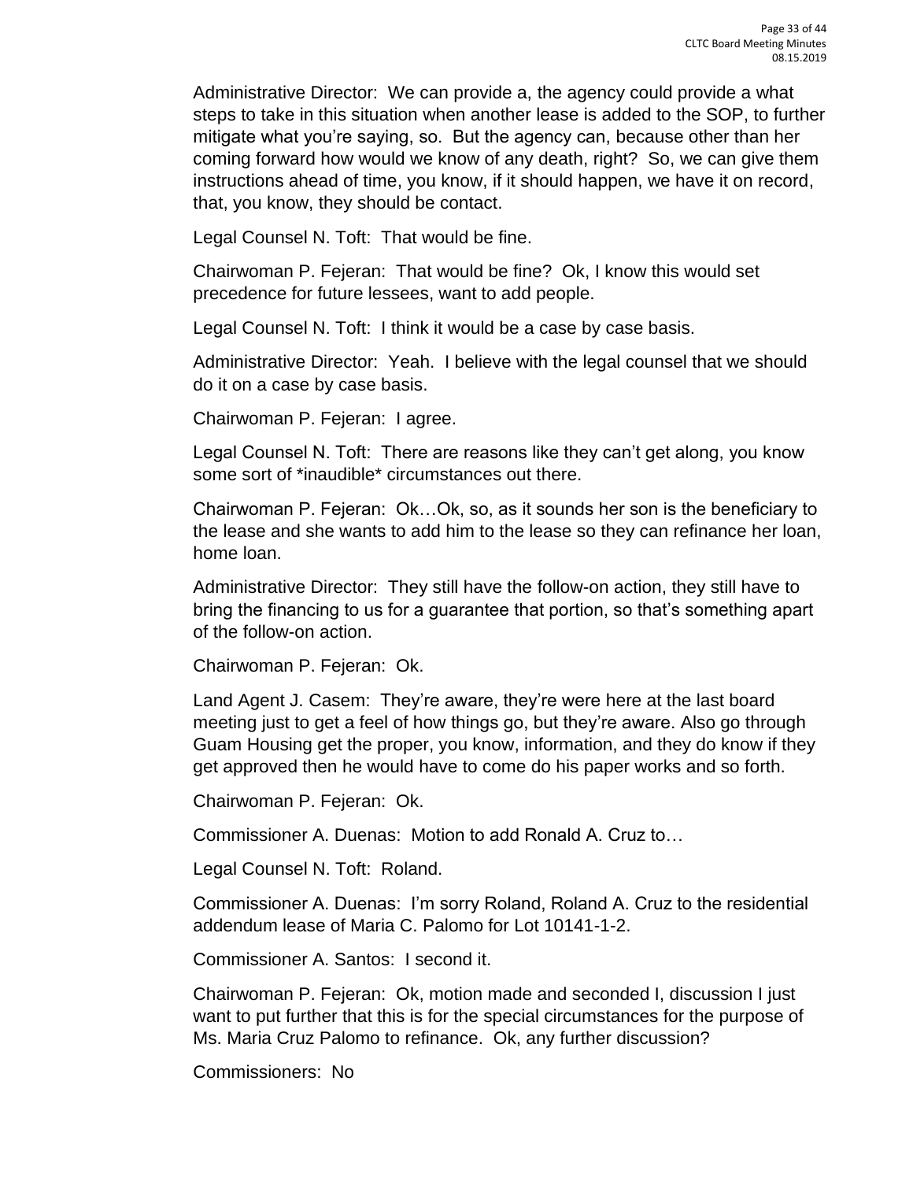Administrative Director: We can provide a, the agency could provide a what steps to take in this situation when another lease is added to the SOP, to further mitigate what you're saying, so. But the agency can, because other than her coming forward how would we know of any death, right? So, we can give them instructions ahead of time, you know, if it should happen, we have it on record, that, you know, they should be contact.

Legal Counsel N. Toft: That would be fine.

Chairwoman P. Fejeran: That would be fine? Ok, I know this would set precedence for future lessees, want to add people.

Legal Counsel N. Toft: I think it would be a case by case basis.

Administrative Director: Yeah. I believe with the legal counsel that we should do it on a case by case basis.

Chairwoman P. Fejeran: I agree.

Legal Counsel N. Toft: There are reasons like they can't get along, you know some sort of *inaudible* circumstances out there.

Chairwoman P. Fejeran: Ok…Ok, so, as it sounds her son is the beneficiary to the lease and she wants to add him to the lease so they can refinance her loan, home loan.

Administrative Director: They still have the follow-on action, they still have to bring the financing to us for a guarantee that portion, so that's something apart of the follow-on action.

Chairwoman P. Fejeran: Ok.

Land Agent J. Casem: They're aware, they're were here at the last board meeting just to get a feel of how things go, but they're aware. Also go through Guam Housing get the proper, you know, information, and they do know if they get approved then he would have to come do his paper works and so forth.

Chairwoman P. Fejeran: Ok.

Commissioner A. Duenas: Motion to add Ronald A. Cruz to…

Legal Counsel N. Toft: Roland.

Commissioner A. Duenas: I'm sorry Roland, Roland A. Cruz to the residential addendum lease of Maria C. Palomo for Lot 10141-1-2.

Commissioner A. Santos: I second it.

Chairwoman P. Fejeran: Ok, motion made and seconded I, discussion I just want to put further that this is for the special circumstances for the purpose of Ms. Maria Cruz Palomo to refinance. Ok, any further discussion?

Commissioners: No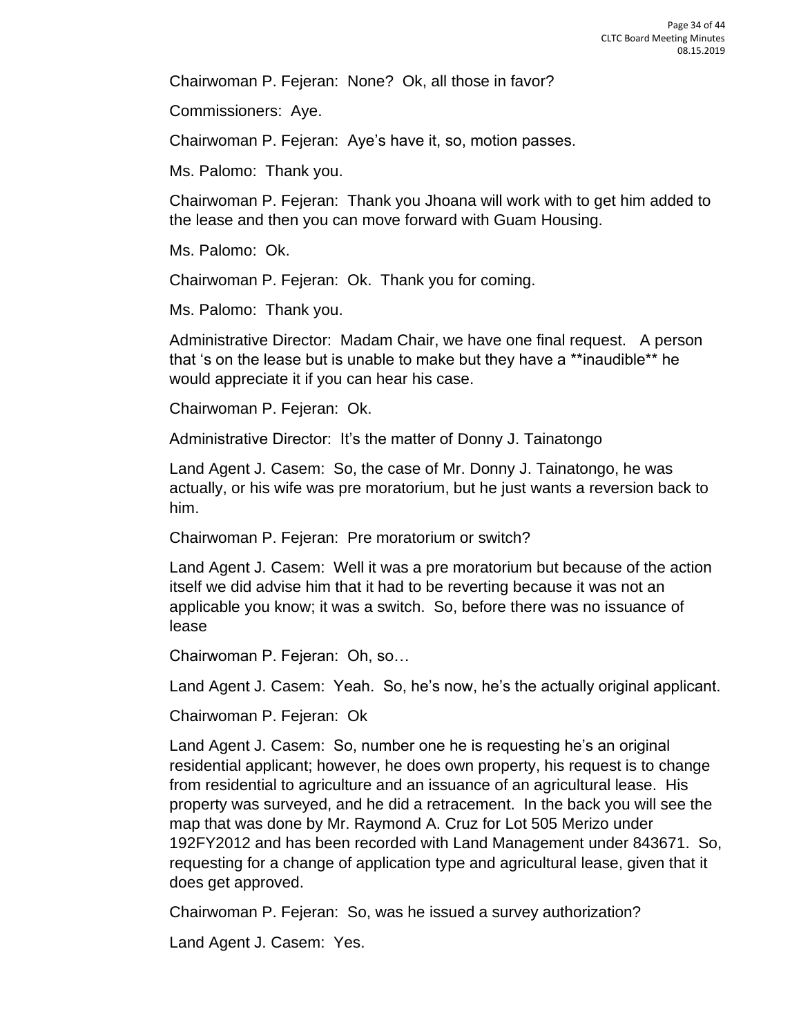Chairwoman P. Fejeran: None? Ok, all those in favor?

Commissioners: Aye.

Chairwoman P. Fejeran: Aye's have it, so, motion passes.

Ms. Palomo: Thank you.

Chairwoman P. Fejeran: Thank you Jhoana will work with to get him added to the lease and then you can move forward with Guam Housing.

Ms. Palomo: Ok.

Chairwoman P. Fejeran: Ok. Thank you for coming.

Ms. Palomo: Thank you.

Administrative Director: Madam Chair, we have one final request. A person that 's on the lease but is unable to make but they have a **inaudible** he would appreciate it if you can hear his case.

Chairwoman P. Fejeran: Ok.

Administrative Director: It's the matter of Donny J. Tainatongo

Land Agent J. Casem: So, the case of Mr. Donny J. Tainatongo, he was actually, or his wife was pre moratorium, but he just wants a reversion back to him.

Chairwoman P. Fejeran: Pre moratorium or switch?

Land Agent J. Casem: Well it was a pre moratorium but because of the action itself we did advise him that it had to be reverting because it was not an applicable you know; it was a switch. So, before there was no issuance of lease

Chairwoman P. Fejeran: Oh, so…

Land Agent J. Casem: Yeah. So, he's now, he's the actually original applicant.

Chairwoman P. Fejeran: Ok

Land Agent J. Casem: So, number one he is requesting he's an original residential applicant; however, he does own property, his request is to change from residential to agriculture and an issuance of an agricultural lease. His property was surveyed, and he did a retracement. In the back you will see the map that was done by Mr. Raymond A. Cruz for Lot 505 Merizo under 192FY2012 and has been recorded with Land Management under 843671. So, requesting for a change of application type and agricultural lease, given that it does get approved.

Chairwoman P. Fejeran: So, was he issued a survey authorization?

Land Agent J. Casem: Yes.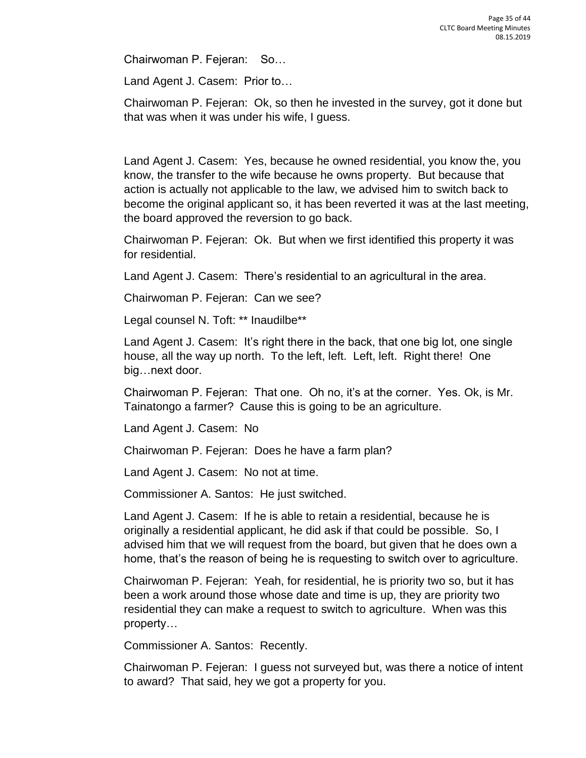Chairwoman P. Fejeran:   So…

Land Agent J. Casem:  Prior to…

Chairwoman P. Fejeran:  Ok, so then he invested in the survey, got it done but that was when it was under his wife, I guess.

Land Agent J. Casem:  Yes, because he owned residential, you know the, you know, the transfer to the wife because he owns property.  But because that action is actually not applicable to the law, we advised him to switch back to become the original applicant so, it has been reverted it was at the last meeting, the board approved the reversion to go back.

Chairwoman P. Fejeran:  Ok.  But when we first identified this property it was for residential.

Land Agent J. Casem:  There's residential to an agricultural in the area.

Chairwoman P. Fejeran:  Can we see?

Legal counsel N. Toft: ** Inaudilbe**

Land Agent J. Casem:  It's right there in the back, that one big lot, one single house, all the way up north.  To the left, left.  Left, left.  Right there!  One big…next door.

Chairwoman P. Fejeran:  That one.  Oh no, it's at the corner.  Yes.  Ok, is Mr. Tainatongo a farmer?  Cause this is going to be an agriculture.

Land Agent J. Casem:  No

Chairwoman P. Fejeran:  Does he have a farm plan?

Land Agent J. Casem:  No not at time.

Commissioner A. Santos:  He just switched.

Land Agent J. Casem:  If he is able to retain a residential, because he is originally a residential applicant, he did ask if that could be possible.  So, I advised him that we will request from the board, but given that he does own a home, that's the reason of being he is requesting to switch over to agriculture.

Chairwoman P. Fejeran:  Yeah, for residential, he is priority two so, but it has been a work around those whose date and time is up, they are priority two residential they can make a request to switch to agriculture.  When was this property…

Commissioner A. Santos:  Recently.

Chairwoman P. Fejeran:  I guess not surveyed but, was there a notice of intent to award?  That said, hey we got a property for you.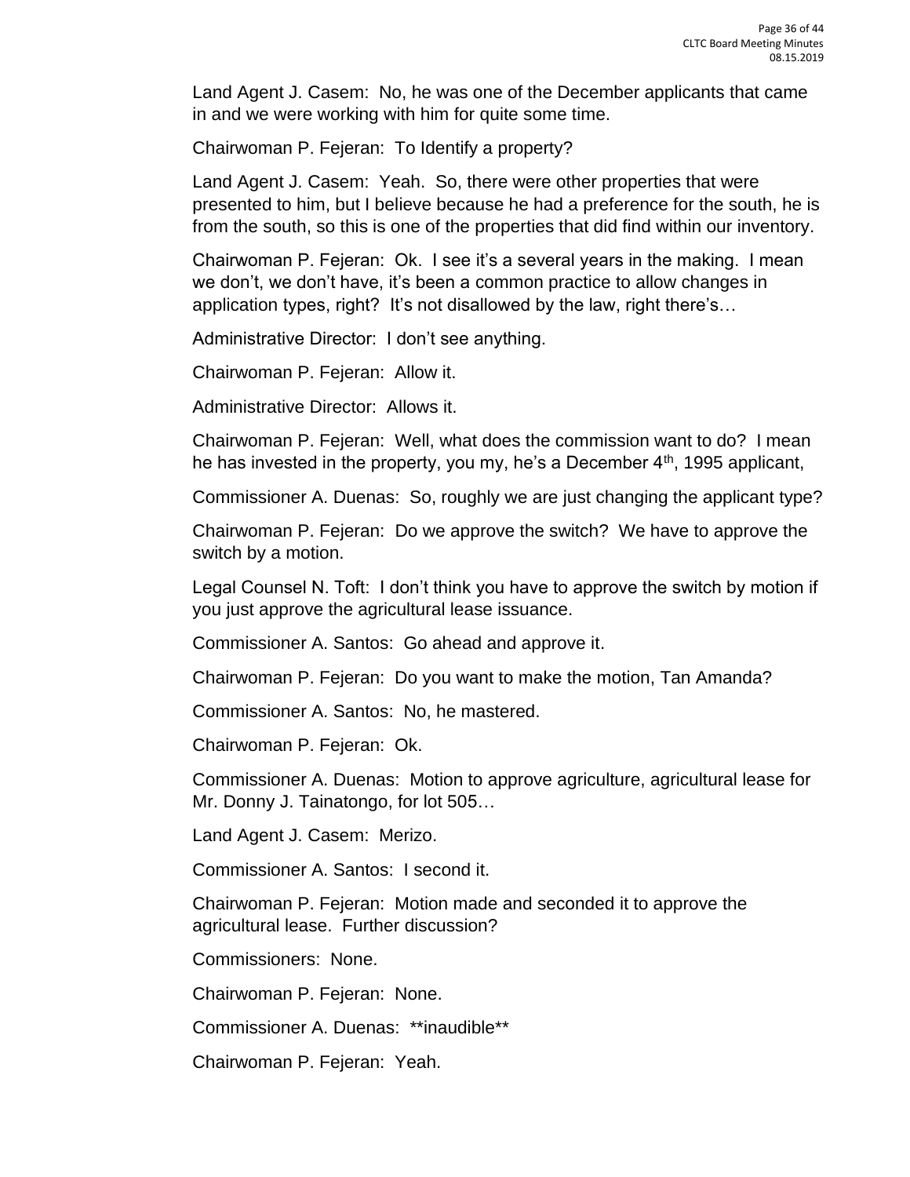Land Agent J. Casem: No, he was one of the December applicants that came in and we were working with him for quite some time.

Chairwoman P. Fejeran: To Identify a property?

Land Agent J. Casem: Yeah. So, there were other properties that were presented to him, but I believe because he had a preference for the south, he is from the south, so this is one of the properties that did find within our inventory.

Chairwoman P. Fejeran: Ok. I see it's a several years in the making. I mean we don't, we don't have, it's been a common practice to allow changes in application types, right? It's not disallowed by the law, right there's…

Administrative Director: I don't see anything.

Chairwoman P. Fejeran: Allow it.

Administrative Director: Allows it.

Chairwoman P. Fejeran: Well, what does the commission want to do? I mean he has invested in the property, you my, he's a December 4th, 1995 applicant,

Commissioner A. Duenas: So, roughly we are just changing the applicant type?

Chairwoman P. Fejeran: Do we approve the switch? We have to approve the switch by a motion.

Legal Counsel N. Toft: I don't think you have to approve the switch by motion if you just approve the agricultural lease issuance.

Commissioner A. Santos: Go ahead and approve it.

Chairwoman P. Fejeran: Do you want to make the motion, Tan Amanda?

Commissioner A. Santos: No, he mastered.

Chairwoman P. Fejeran: Ok.

Commissioner A. Duenas: Motion to approve agriculture, agricultural lease for Mr. Donny J. Tainatongo, for lot 505…

Land Agent J. Casem: Merizo.

Commissioner A. Santos: I second it.

Chairwoman P. Fejeran: Motion made and seconded it to approve the agricultural lease. Further discussion?

Commissioners: None.

Chairwoman P. Fejeran: None.

Commissioner A. Duenas: **inaudible**

Chairwoman P. Fejeran: Yeah.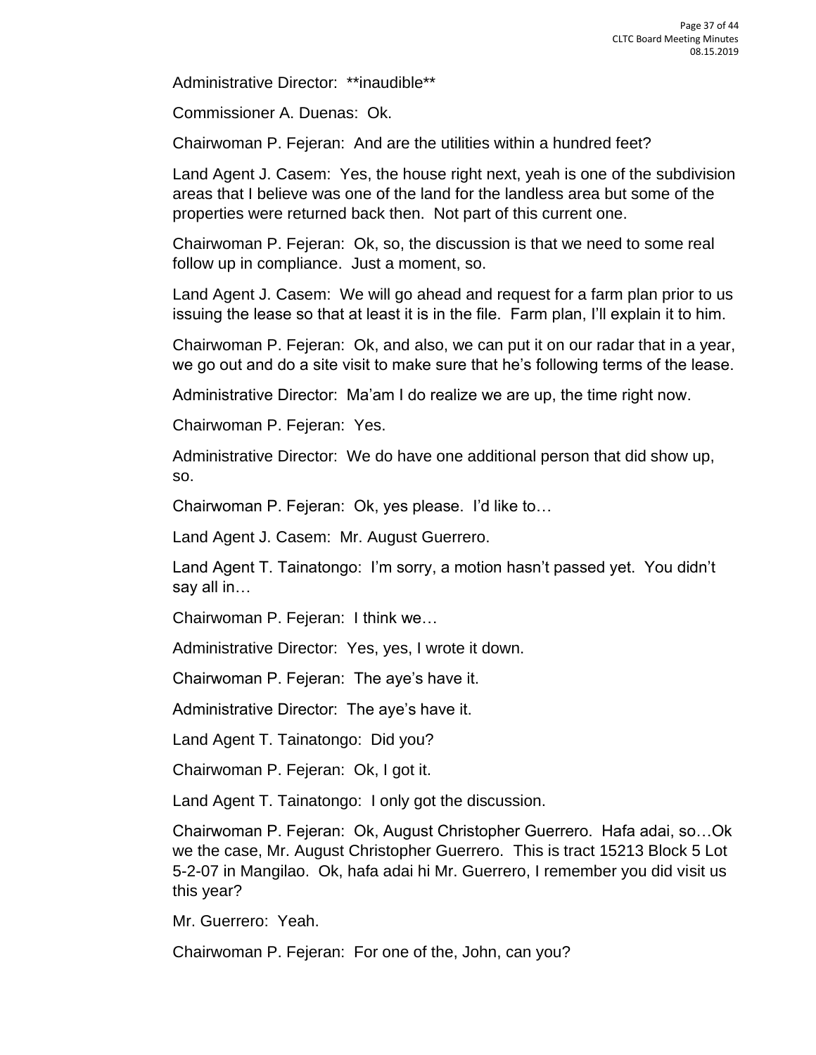Administrative Director: **inaudible**

Commissioner A. Duenas: Ok.

Chairwoman P. Fejeran: And are the utilities within a hundred feet?

Land Agent J. Casem: Yes, the house right next, yeah is one of the subdivision areas that I believe was one of the land for the landless area but some of the properties were returned back then. Not part of this current one.

Chairwoman P. Fejeran: Ok, so, the discussion is that we need to some real follow up in compliance. Just a moment, so.

Land Agent J. Casem: We will go ahead and request for a farm plan prior to us issuing the lease so that at least it is in the file. Farm plan, I'll explain it to him.

Chairwoman P. Fejeran: Ok, and also, we can put it on our radar that in a year, we go out and do a site visit to make sure that he's following terms of the lease.

Administrative Director: Ma'am I do realize we are up, the time right now.

Chairwoman P. Fejeran: Yes.

Administrative Director: We do have one additional person that did show up, so.

Chairwoman P. Fejeran: Ok, yes please. I'd like to…

Land Agent J. Casem: Mr. August Guerrero.

Land Agent T. Tainatongo: I'm sorry, a motion hasn't passed yet. You didn't say all in…

Chairwoman P. Fejeran: I think we…

Administrative Director: Yes, yes, I wrote it down.

Chairwoman P. Fejeran: The aye's have it.

Administrative Director: The aye's have it.

Land Agent T. Tainatongo: Did you?

Chairwoman P. Fejeran: Ok, I got it.

Land Agent T. Tainatongo: I only got the discussion.

Chairwoman P. Fejeran: Ok, August Christopher Guerrero. Hafa adai, so…Ok we the case, Mr. August Christopher Guerrero. This is tract 15213 Block 5 Lot 5-2-07 in Mangilao. Ok, hafa adai hi Mr. Guerrero, I remember you did visit us this year?

Mr. Guerrero: Yeah.

Chairwoman P. Fejeran: For one of the, John, can you?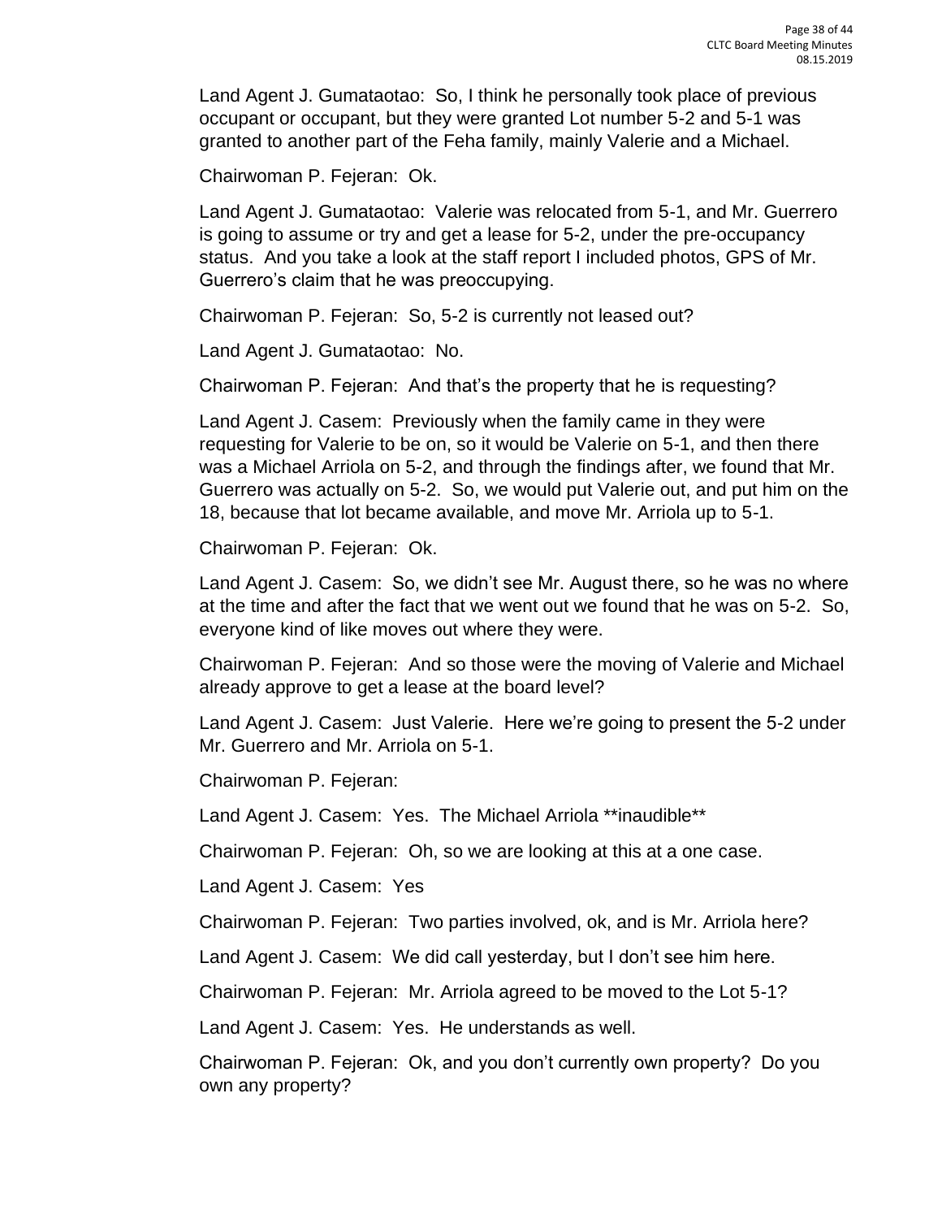Land Agent J. Gumataotao: So, I think he personally took place of previous occupant or occupant, but they were granted Lot number 5-2 and 5-1 was granted to another part of the Feha family, mainly Valerie and a Michael.

Chairwoman P. Fejeran: Ok.

Land Agent J. Gumataotao: Valerie was relocated from 5-1, and Mr. Guerrero is going to assume or try and get a lease for 5-2, under the pre-occupancy status. And you take a look at the staff report I included photos, GPS of Mr. Guerrero's claim that he was preoccupying.

Chairwoman P. Fejeran: So, 5-2 is currently not leased out?

Land Agent J. Gumataotao: No.

Chairwoman P. Fejeran: And that's the property that he is requesting?

Land Agent J. Casem: Previously when the family came in they were requesting for Valerie to be on, so it would be Valerie on 5-1, and then there was a Michael Arriola on 5-2, and through the findings after, we found that Mr. Guerrero was actually on 5-2. So, we would put Valerie out, and put him on the 18, because that lot became available, and move Mr. Arriola up to 5-1.

Chairwoman P. Fejeran: Ok.

Land Agent J. Casem: So, we didn't see Mr. August there, so he was no where at the time and after the fact that we went out we found that he was on 5-2. So, everyone kind of like moves out where they were.

Chairwoman P. Fejeran: And so those were the moving of Valerie and Michael already approve to get a lease at the board level?

Land Agent J. Casem: Just Valerie. Here we're going to present the 5-2 under Mr. Guerrero and Mr. Arriola on 5-1.

Chairwoman P. Fejeran:

Land Agent J. Casem: Yes. The Michael Arriola **inaudible**

Chairwoman P. Fejeran: Oh, so we are looking at this at a one case.

Land Agent J. Casem: Yes

Chairwoman P. Fejeran: Two parties involved, ok, and is Mr. Arriola here?

Land Agent J. Casem: We did call yesterday, but I don't see him here.

Chairwoman P. Fejeran: Mr. Arriola agreed to be moved to the Lot 5-1?

Land Agent J. Casem: Yes. He understands as well.

Chairwoman P. Fejeran: Ok, and you don't currently own property? Do you own any property?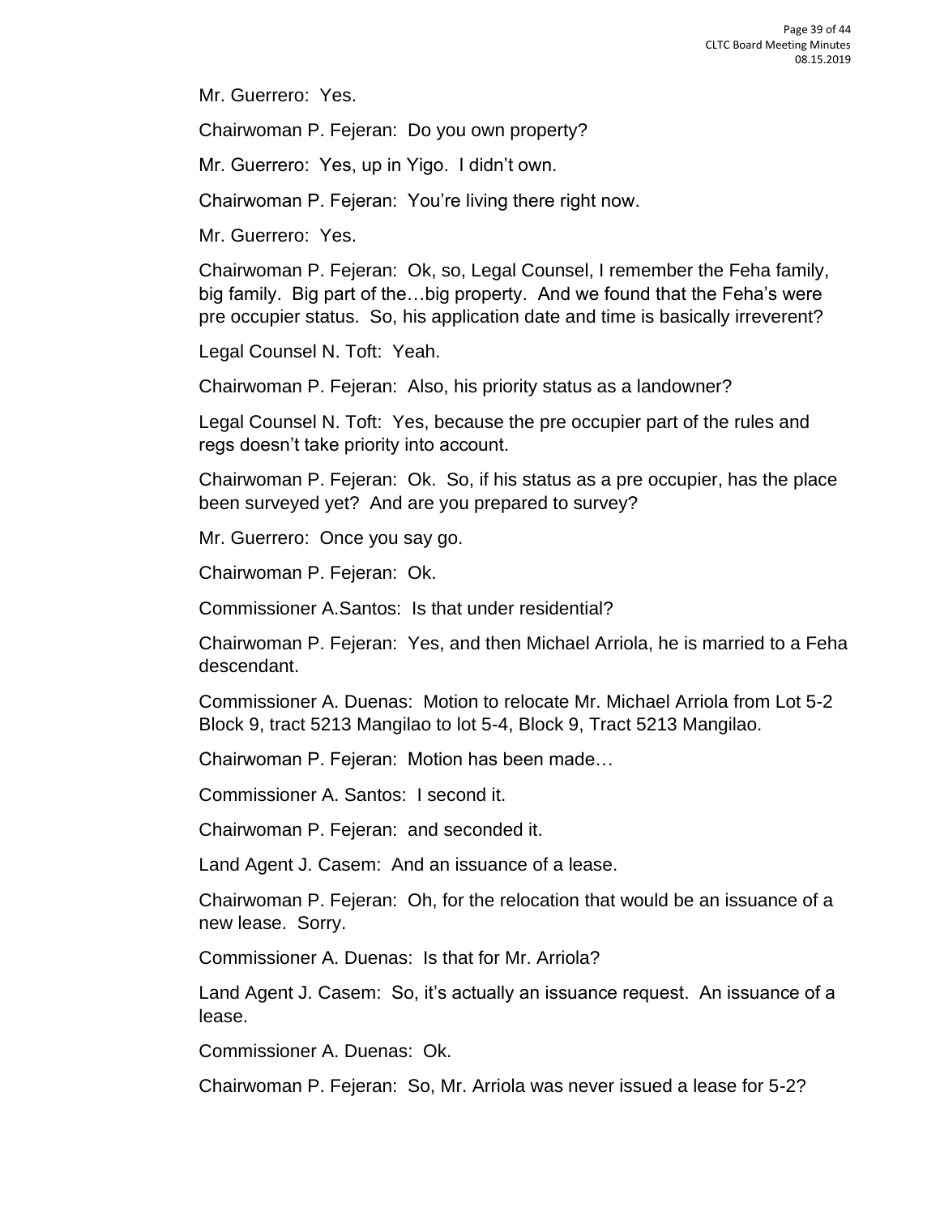Mr. Guerrero: Yes.

Chairwoman P. Fejeran: Do you own property?

Mr. Guerrero: Yes, up in Yigo. I didn't own.

Chairwoman P. Fejeran: You're living there right now.

Mr. Guerrero: Yes.

Chairwoman P. Fejeran: Ok, so, Legal Counsel, I remember the Feha family, big family. Big part of the…big property. And we found that the Feha's were pre occupier status. So, his application date and time is basically irreverent?

Legal Counsel N. Toft: Yeah.

Chairwoman P. Fejeran: Also, his priority status as a landowner?

Legal Counsel N. Toft: Yes, because the pre occupier part of the rules and regs doesn't take priority into account.

Chairwoman P. Fejeran: Ok. So, if his status as a pre occupier, has the place been surveyed yet? And are you prepared to survey?

Mr. Guerrero: Once you say go.

Chairwoman P. Fejeran: Ok.

Commissioner A.Santos: Is that under residential?

Chairwoman P. Fejeran: Yes, and then Michael Arriola, he is married to a Feha descendant.

Commissioner A. Duenas: Motion to relocate Mr. Michael Arriola from Lot 5-2 Block 9, tract 5213 Mangilao to lot 5-4, Block 9, Tract 5213 Mangilao.

Chairwoman P. Fejeran: Motion has been made…

Commissioner A. Santos: I second it.

Chairwoman P. Fejeran: and seconded it.

Land Agent J. Casem: And an issuance of a lease.

Chairwoman P. Fejeran: Oh, for the relocation that would be an issuance of a new lease. Sorry.

Commissioner A. Duenas: Is that for Mr. Arriola?

Land Agent J. Casem: So, it's actually an issuance request. An issuance of a lease.

Commissioner A. Duenas: Ok.

Chairwoman P. Fejeran: So, Mr. Arriola was never issued a lease for 5-2?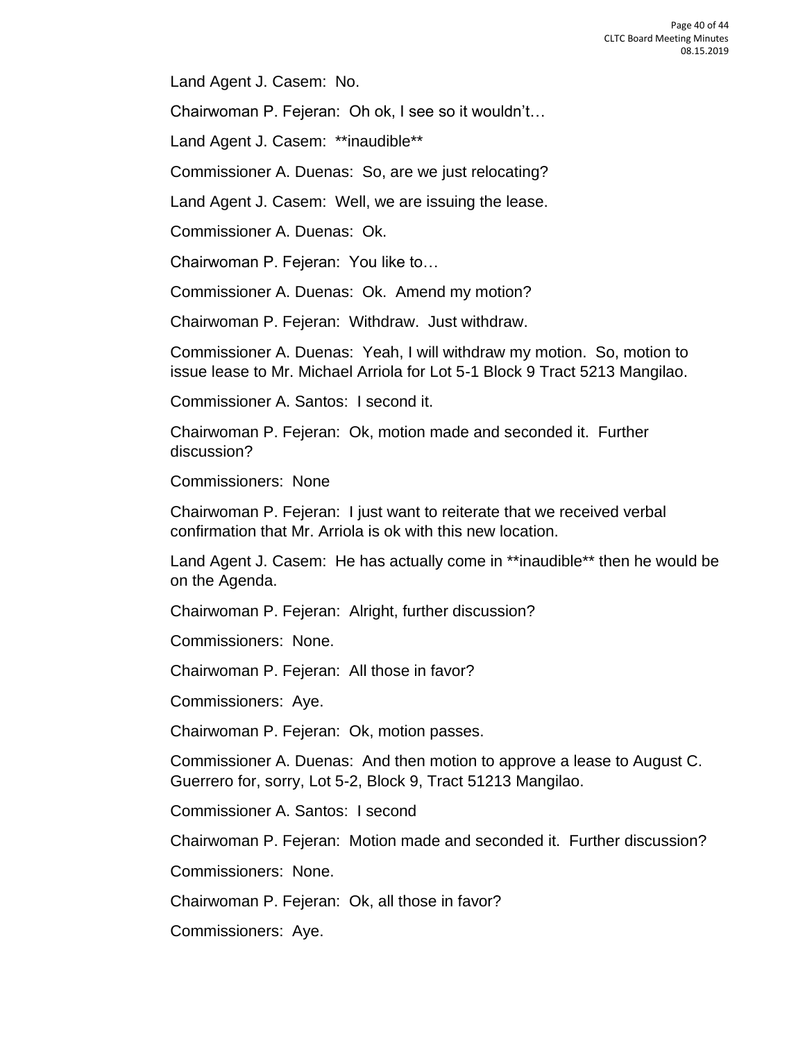Land Agent J. Casem: No.

Chairwoman P. Fejeran: Oh ok, I see so it wouldn't…

Land Agent J. Casem: **inaudible**

Commissioner A. Duenas: So, are we just relocating?

Land Agent J. Casem: Well, we are issuing the lease.

Commissioner A. Duenas: Ok.

Chairwoman P. Fejeran: You like to…

Commissioner A. Duenas: Ok. Amend my motion?

Chairwoman P. Fejeran: Withdraw. Just withdraw.

Commissioner A. Duenas: Yeah, I will withdraw my motion. So, motion to issue lease to Mr. Michael Arriola for Lot 5-1 Block 9 Tract 5213 Mangilao.

Commissioner A. Santos: I second it.

Chairwoman P. Fejeran: Ok, motion made and seconded it. Further discussion?

Commissioners: None

Chairwoman P. Fejeran: I just want to reiterate that we received verbal confirmation that Mr. Arriola is ok with this new location.

Land Agent J. Casem: He has actually come in **inaudible** then he would be on the Agenda.

Chairwoman P. Fejeran: Alright, further discussion?

Commissioners: None.

Chairwoman P. Fejeran: All those in favor?

Commissioners: Aye.

Chairwoman P. Fejeran: Ok, motion passes.

Commissioner A. Duenas: And then motion to approve a lease to August C. Guerrero for, sorry, Lot 5-2, Block 9, Tract 51213 Mangilao.

Commissioner A. Santos: I second

Chairwoman P. Fejeran: Motion made and seconded it. Further discussion?

Commissioners: None.

Chairwoman P. Fejeran: Ok, all those in favor?

Commissioners: Aye.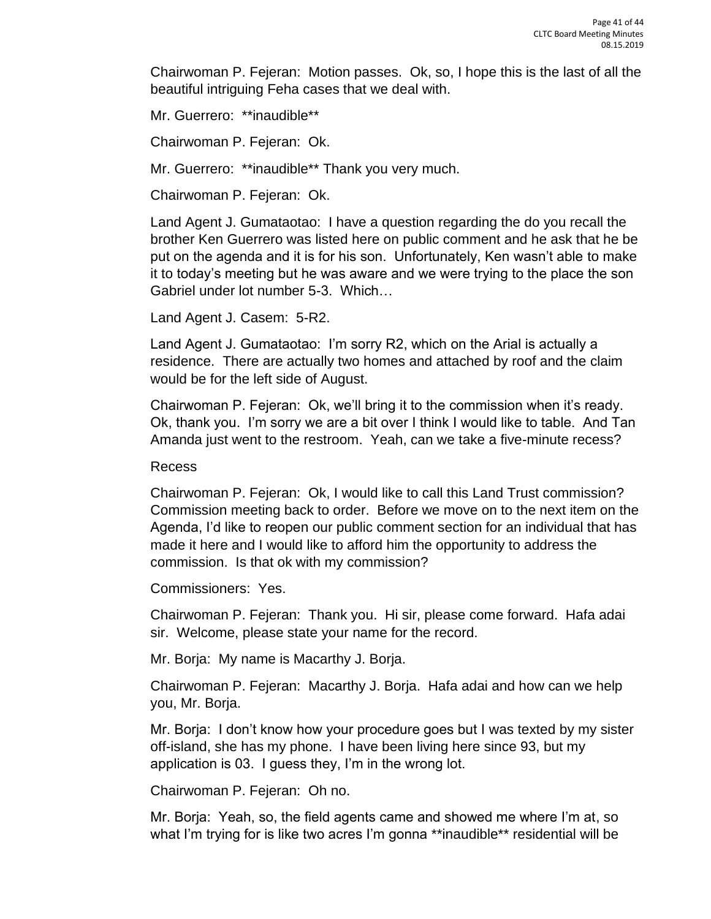Chairwoman P. Fejeran: Motion passes. Ok, so, I hope this is the last of all the beautiful intriguing Feha cases that we deal with.

Mr. Guerrero: **inaudible**

Chairwoman P. Fejeran: Ok.

Mr. Guerrero: **inaudible** Thank you very much.

Chairwoman P. Fejeran: Ok.

Land Agent J. Gumataotao: I have a question regarding the do you recall the brother Ken Guerrero was listed here on public comment and he ask that he be put on the agenda and it is for his son. Unfortunately, Ken wasn't able to make it to today's meeting but he was aware and we were trying to the place the son Gabriel under lot number 5-3. Which…

Land Agent J. Casem: 5-R2.

Land Agent J. Gumataotao: I'm sorry R2, which on the Arial is actually a residence. There are actually two homes and attached by roof and the claim would be for the left side of August.

Chairwoman P. Fejeran: Ok, we'll bring it to the commission when it's ready. Ok, thank you. I'm sorry we are a bit over I think I would like to table. And Tan Amanda just went to the restroom. Yeah, can we take a five-minute recess?

Recess

Chairwoman P. Fejeran: Ok, I would like to call this Land Trust commission? Commission meeting back to order. Before we move on to the next item on the Agenda, I'd like to reopen our public comment section for an individual that has made it here and I would like to afford him the opportunity to address the commission. Is that ok with my commission?

Commissioners: Yes.

Chairwoman P. Fejeran: Thank you. Hi sir, please come forward. Hafa adai sir. Welcome, please state your name for the record.

Mr. Borja: My name is Macarthy J. Borja.

Chairwoman P. Fejeran: Macarthy J. Borja. Hafa adai and how can we help you, Mr. Borja.

Mr. Borja: I don't know how your procedure goes but I was texted by my sister off-island, she has my phone. I have been living here since 93, but my application is 03. I guess they, I'm in the wrong lot.

Chairwoman P. Fejeran: Oh no.

Mr. Borja: Yeah, so, the field agents came and showed me where I'm at, so what I'm trying for is like two acres I'm gonna **inaudible** residential will be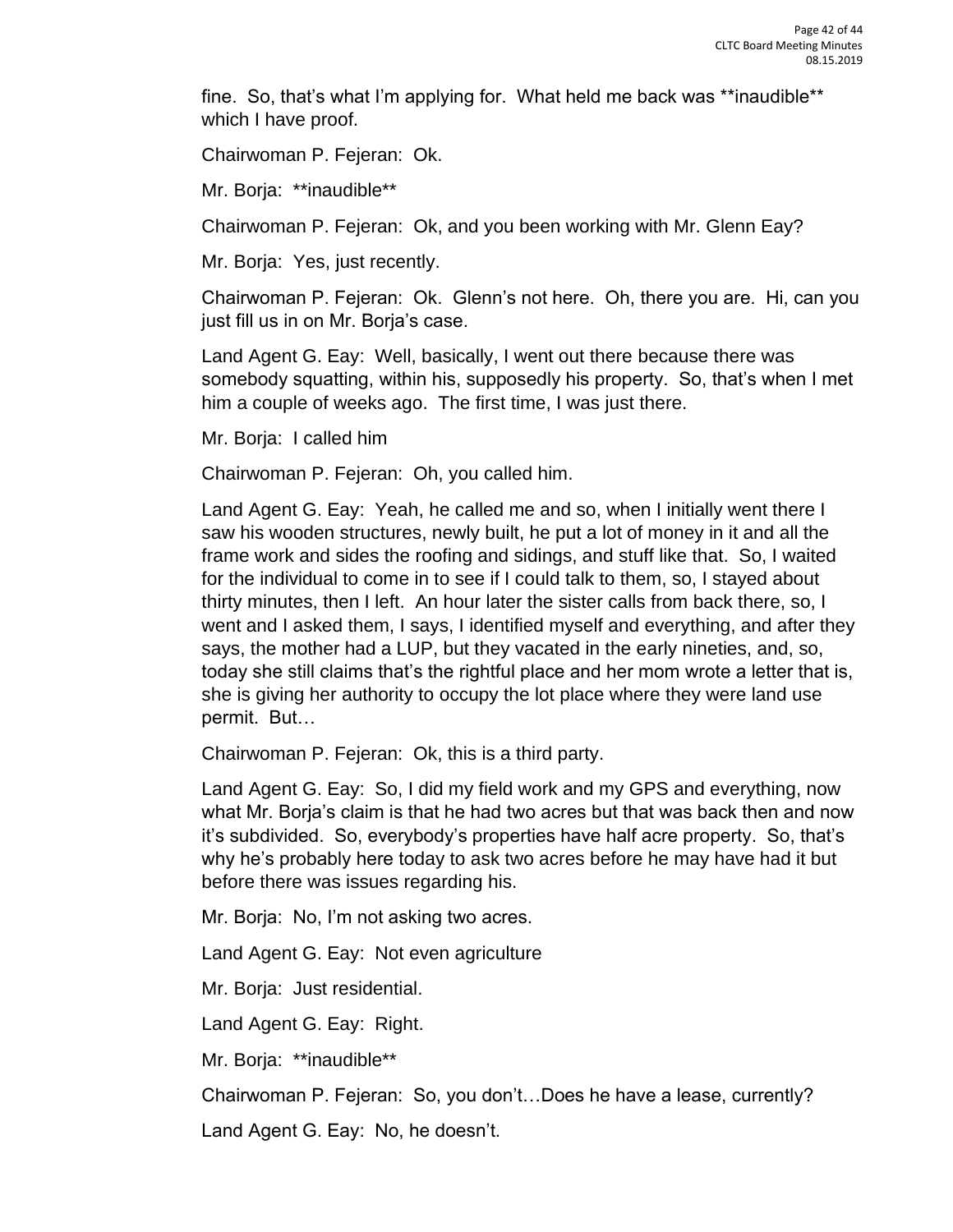fine. So, that's what I'm applying for. What held me back was **inaudible** which I have proof.

Chairwoman P. Fejeran: Ok.

Mr. Borja: **inaudible**

Chairwoman P. Fejeran: Ok, and you been working with Mr. Glenn Eay?

Mr. Borja: Yes, just recently.

Chairwoman P. Fejeran: Ok. Glenn's not here. Oh, there you are. Hi, can you just fill us in on Mr. Borja's case.

Land Agent G. Eay: Well, basically, I went out there because there was somebody squatting, within his, supposedly his property. So, that's when I met him a couple of weeks ago. The first time, I was just there.

Mr. Borja: I called him

Chairwoman P. Fejeran: Oh, you called him.

Land Agent G. Eay: Yeah, he called me and so, when I initially went there I saw his wooden structures, newly built, he put a lot of money in it and all the frame work and sides the roofing and sidings, and stuff like that. So, I waited for the individual to come in to see if I could talk to them, so, I stayed about thirty minutes, then I left. An hour later the sister calls from back there, so, I went and I asked them, I says, I identified myself and everything, and after they says, the mother had a LUP, but they vacated in the early nineties, and, so, today she still claims that's the rightful place and her mom wrote a letter that is, she is giving her authority to occupy the lot place where they were land use permit. But…

Chairwoman P. Fejeran: Ok, this is a third party.

Land Agent G. Eay: So, I did my field work and my GPS and everything, now what Mr. Borja's claim is that he had two acres but that was back then and now it's subdivided. So, everybody's properties have half acre property. So, that's why he's probably here today to ask two acres before he may have had it but before there was issues regarding his.

Mr. Borja: No, I'm not asking two acres.

Land Agent G. Eay: Not even agriculture

Mr. Borja: Just residential.

Land Agent G. Eay: Right.

Mr. Borja: **inaudible**

Chairwoman P. Fejeran: So, you don't…Does he have a lease, currently?

Land Agent G. Eay: No, he doesn't.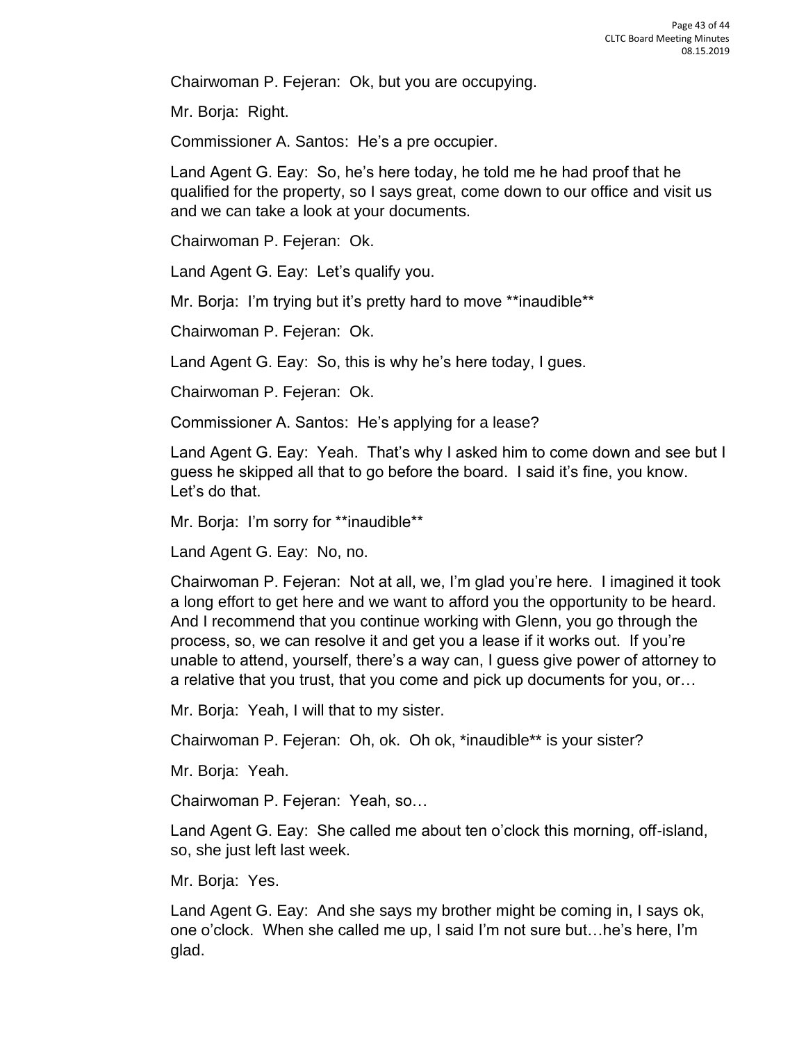Chairwoman P. Fejeran: Ok, but you are occupying.

Mr. Borja: Right.

Commissioner A. Santos: He's a pre occupier.

Land Agent G. Eay: So, he's here today, he told me he had proof that he qualified for the property, so I says great, come down to our office and visit us and we can take a look at your documents.

Chairwoman P. Fejeran: Ok.

Land Agent G. Eay: Let's qualify you.

Mr. Borja: I'm trying but it's pretty hard to move **inaudible**

Chairwoman P. Fejeran: Ok.

Land Agent G. Eay: So, this is why he's here today, I gues.

Chairwoman P. Fejeran: Ok.

Commissioner A. Santos: He's applying for a lease?

Land Agent G. Eay: Yeah. That's why I asked him to come down and see but I guess he skipped all that to go before the board. I said it's fine, you know. Let's do that.

Mr. Borja: I'm sorry for **inaudible**

Land Agent G. Eay: No, no.

Chairwoman P. Fejeran: Not at all, we, I'm glad you're here. I imagined it took a long effort to get here and we want to afford you the opportunity to be heard. And I recommend that you continue working with Glenn, you go through the process, so, we can resolve it and get you a lease if it works out. If you're unable to attend, yourself, there's a way can, I guess give power of attorney to a relative that you trust, that you come and pick up documents for you, or…

Mr. Borja: Yeah, I will that to my sister.

Chairwoman P. Fejeran: Oh, ok. Oh ok, *inaudible** is your sister?

Mr. Borja: Yeah.

Chairwoman P. Fejeran: Yeah, so…

Land Agent G. Eay: She called me about ten o'clock this morning, off-island, so, she just left last week.

Mr. Borja: Yes.

Land Agent G. Eay: And she says my brother might be coming in, I says ok, one o'clock. When she called me up, I said I'm not sure but…he's here, I'm glad.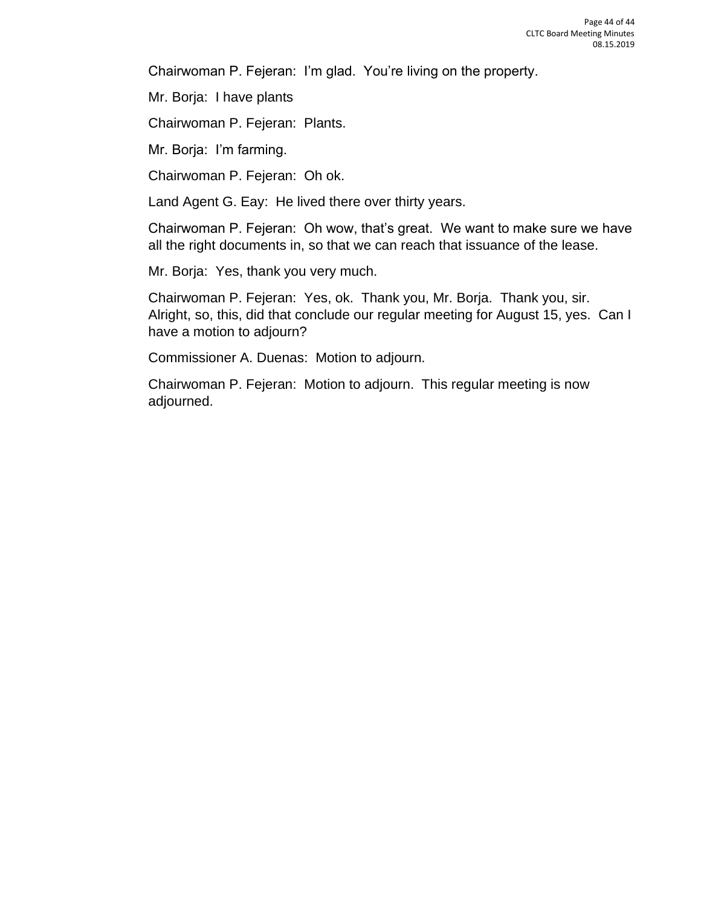Chairwoman P. Fejeran: I'm glad. You're living on the property.

Mr. Borja: I have plants

Chairwoman P. Fejeran: Plants.

Mr. Borja: I'm farming.

Chairwoman P. Fejeran: Oh ok.

Land Agent G. Eay: He lived there over thirty years.

Chairwoman P. Fejeran: Oh wow, that's great. We want to make sure we have all the right documents in, so that we can reach that issuance of the lease.

Mr. Borja: Yes, thank you very much.

Chairwoman P. Fejeran: Yes, ok. Thank you, Mr. Borja. Thank you, sir. Alright, so, this, did that conclude our regular meeting for August 15, yes. Can I have a motion to adjourn?

Commissioner A. Duenas: Motion to adjourn.

Chairwoman P. Fejeran: Motion to adjourn. This regular meeting is now adjourned.